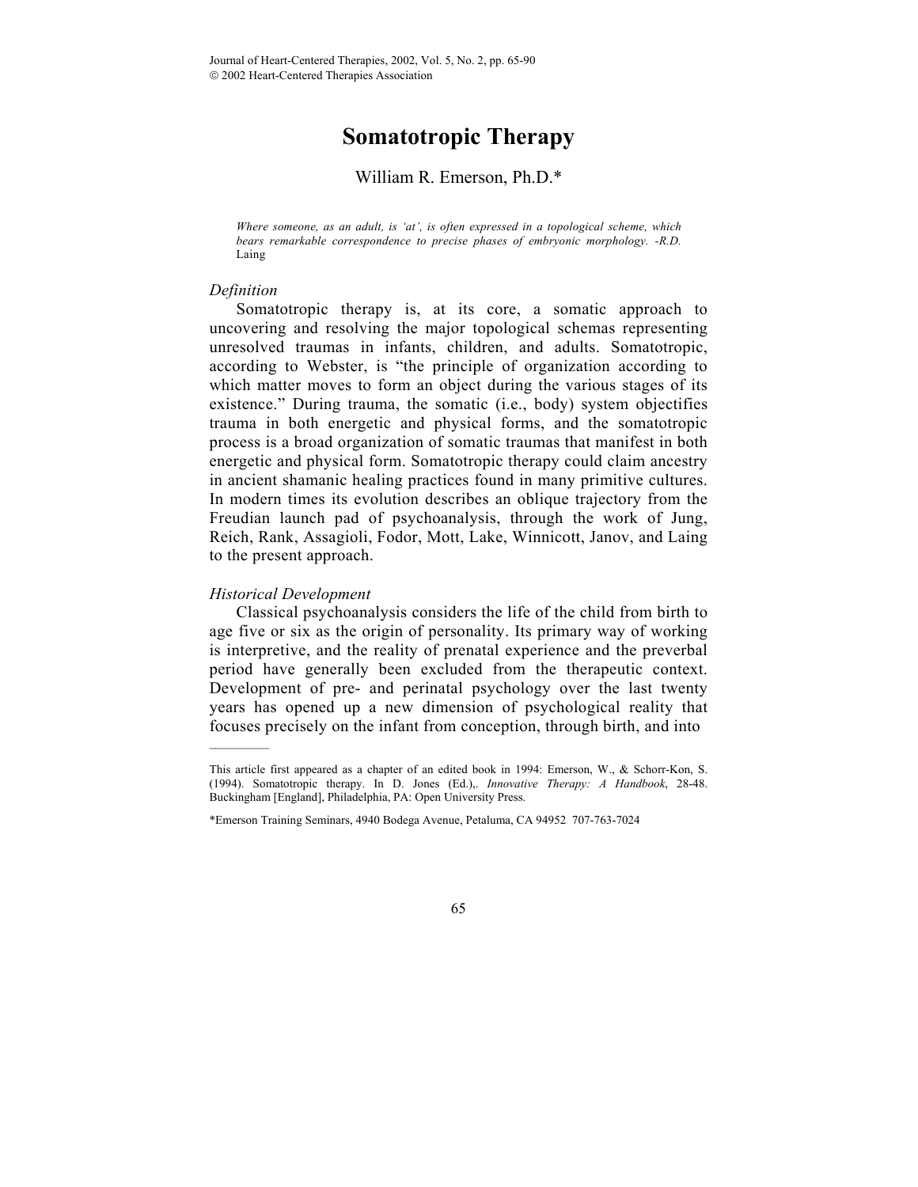# Somatotropic Therapy

William R. Emerson, Ph.D.*

*Where someone, as an adult, is 'at', is often expressed in a topological scheme, which bears remarkable correspondence to precise phases of embryonic morphology. -R.D.* Laing

*Definition*

Somatotropic therapy is, at its core, a somatic approach to uncovering and resolving the major topological schemas representing unresolved traumas in infants, children, and adults. Somatotropic, according to Webster, is "the principle of organization according to which matter moves to form an object during the various stages of its existence." During trauma, the somatic (i.e., body) system objectifies trauma in both energetic and physical forms, and the somatotropic process is a broad organization of somatic traumas that manifest in both energetic and physical form. Somatotropic therapy could claim ancestry in ancient shamanic healing practices found in many primitive cultures. In modern times its evolution describes an oblique trajectory from the Freudian launch pad of psychoanalysis, through the work of Jung, Reich, Rank, Assagioli, Fodor, Mott, Lake, Winnicott, Janov, and Laing to the present approach.

*Historical Development*

Classical psychoanalysis considers the life of the child from birth to age five or six as the origin of personality. Its primary way of working is interpretive, and the reality of prenatal experience and the preverbal period have generally been excluded from the therapeutic context. Development of pre- and perinatal psychology over the last twenty years has opened up a new dimension of psychological reality that focuses precisely on the infant from conception, through birth, and into

---

This article first appeared as a chapter of an edited book in 1994: Emerson, W., & Schorr-Kon, S. (1994). Somatotropic therapy. In D. Jones (Ed.),. *Innovative Therapy: A Handbook*, 28-48. Buckingham [England], Philadelphia, PA: Open University Press.

*Emerson Training Seminars, 4940 Bodega Avenue, Petaluma, CA 94952 707-763-7024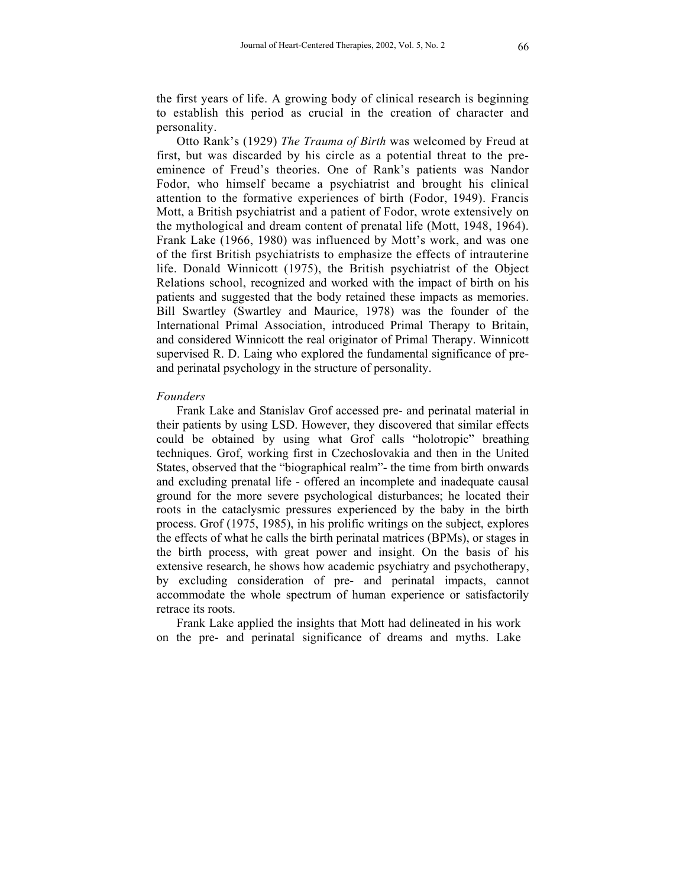the first years of life. A growing body of clinical research is beginning to establish this period as crucial in the creation of character and personality.

Otto Rank's (1929) *The Trauma of Birth* was welcomed by Freud at first, but was discarded by his circle as a potential threat to the pre-eminence of Freud's theories. One of Rank's patients was Nandor Fodor, who himself became a psychiatrist and brought his clinical attention to the formative experiences of birth (Fodor, 1949). Francis Mott, a British psychiatrist and a patient of Fodor, wrote extensively on the mythological and dream content of prenatal life (Mott, 1948, 1964). Frank Lake (1966, 1980) was influenced by Mott's work, and was one of the first British psychiatrists to emphasize the effects of intrauterine life. Donald Winnicott (1975), the British psychiatrist of the Object Relations school, recognized and worked with the impact of birth on his patients and suggested that the body retained these impacts as memories. Bill Swartley (Swartley and Maurice, 1978) was the founder of the International Primal Association, introduced Primal Therapy to Britain, and considered Winnicott the real originator of Primal Therapy. Winnicott supervised R. D. Laing who explored the fundamental significance of pre- and perinatal psychology in the structure of personality.

*Founders*

Frank Lake and Stanislav Grof accessed pre- and perinatal material in their patients by using LSD. However, they discovered that similar effects could be obtained by using what Grof calls "holotropic" breathing techniques. Grof, working first in Czechoslovakia and then in the United States, observed that the "biographical realm"- the time from birth onwards and excluding prenatal life - offered an incomplete and inadequate causal ground for the more severe psychological disturbances; he located their roots in the cataclysmic pressures experienced by the baby in the birth process. Grof (1975, 1985), in his prolific writings on the subject, explores the effects of what he calls the birth perinatal matrices (BPMs), or stages in the birth process, with great power and insight. On the basis of his extensive research, he shows how academic psychiatry and psychotherapy, by excluding consideration of pre- and perinatal impacts, cannot accommodate the whole spectrum of human experience or satisfactorily retrace its roots.

Frank Lake applied the insights that Mott had delineated in his work on the pre- and perinatal significance of dreams and myths. Lake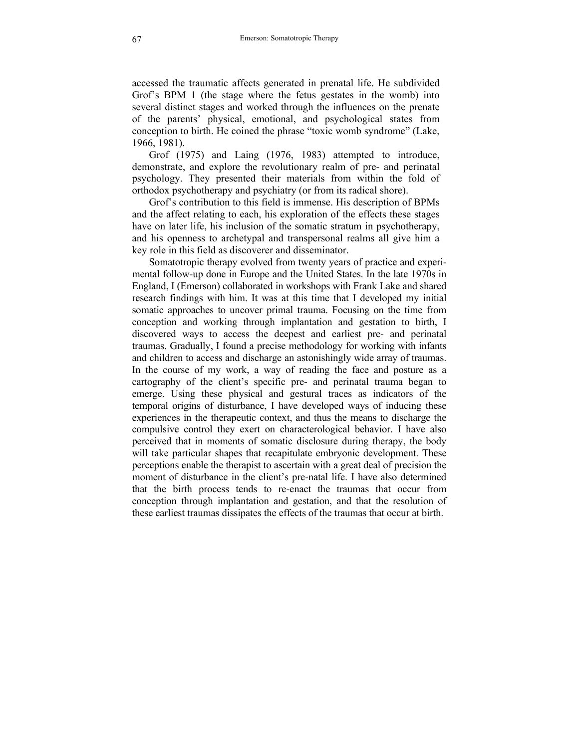accessed the traumatic affects generated in prenatal life. He subdivided Grof's BPM 1 (the stage where the fetus gestates in the womb) into several distinct stages and worked through the influences on the prenate of the parents' physical, emotional, and psychological states from conception to birth. He coined the phrase "toxic womb syndrome" (Lake, 1966, 1981).

Grof (1975) and Laing (1976, 1983) attempted to introduce, demonstrate, and explore the revolutionary realm of pre- and perinatal psychology. They presented their materials from within the fold of orthodox psychotherapy and psychiatry (or from its radical shore).

Grof's contribution to this field is immense. His description of BPMs and the affect relating to each, his exploration of the effects these stages have on later life, his inclusion of the somatic stratum in psychotherapy, and his openness to archetypal and transpersonal realms all give him a key role in this field as discoverer and disseminator.

Somatotropic therapy evolved from twenty years of practice and experimental follow-up done in Europe and the United States. In the late 1970s in England, I (Emerson) collaborated in workshops with Frank Lake and shared research findings with him. It was at this time that I developed my initial somatic approaches to uncover primal trauma. Focusing on the time from conception and working through implantation and gestation to birth, I discovered ways to access the deepest and earliest pre- and perinatal traumas. Gradually, I found a precise methodology for working with infants and children to access and discharge an astonishingly wide array of traumas. In the course of my work, a way of reading the face and posture as a cartography of the client's specific pre- and perinatal trauma began to emerge. Using these physical and gestural traces as indicators of the temporal origins of disturbance, I have developed ways of inducing these experiences in the therapeutic context, and thus the means to discharge the compulsive control they exert on characterological behavior. I have also perceived that in moments of somatic disclosure during therapy, the body will take particular shapes that recapitulate embryonic development. These perceptions enable the therapist to ascertain with a great deal of precision the moment of disturbance in the client's pre-natal life. I have also determined that the birth process tends to re-enact the traumas that occur from conception through implantation and gestation, and that the resolution of these earliest traumas dissipates the effects of the traumas that occur at birth.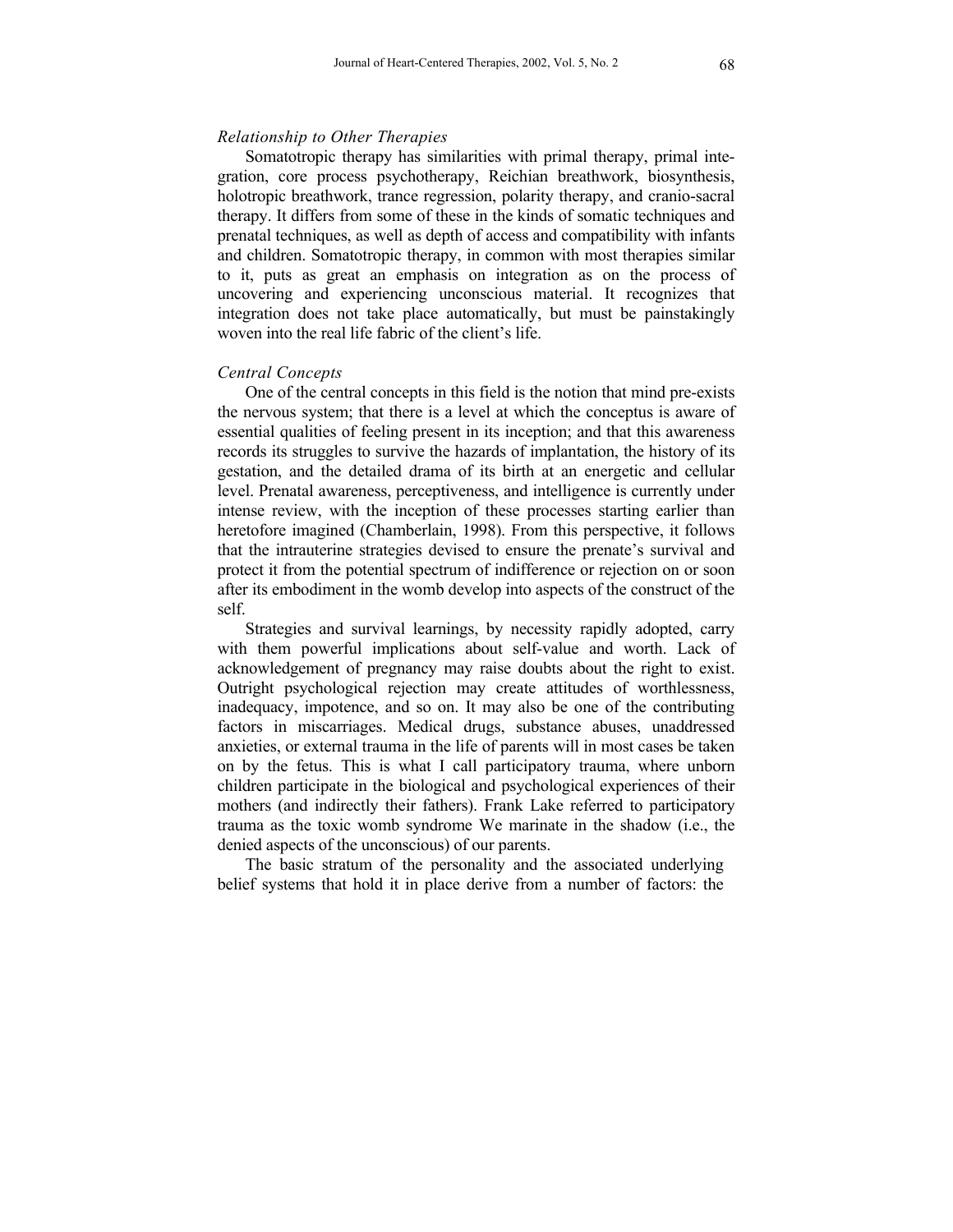### *Relationship to Other Therapies*

Somatotropic therapy has similarities with primal therapy, primal integration, core process psychotherapy, Reichian breathwork, biosynthesis, holotropic breathwork, trance regression, polarity therapy, and cranio-sacral therapy. It differs from some of these in the kinds of somatic techniques and prenatal techniques, as well as depth of access and compatibility with infants and children. Somatotropic therapy, in common with most therapies similar to it, puts as great an emphasis on integration as on the process of uncovering and experiencing unconscious material. It recognizes that integration does not take place automatically, but must be painstakingly woven into the real life fabric of the client's life.

### *Central Concepts*

One of the central concepts in this field is the notion that mind pre-exists the nervous system; that there is a level at which the conceptus is aware of essential qualities of feeling present in its inception; and that this awareness records its struggles to survive the hazards of implantation, the history of its gestation, and the detailed drama of its birth at an energetic and cellular level. Prenatal awareness, perceptiveness, and intelligence is currently under intense review, with the inception of these processes starting earlier than heretofore imagined (Chamberlain, 1998). From this perspective, it follows that the intrauterine strategies devised to ensure the prenate's survival and protect it from the potential spectrum of indifference or rejection on or soon after its embodiment in the womb develop into aspects of the construct of the self.

Strategies and survival learnings, by necessity rapidly adopted, carry with them powerful implications about self-value and worth. Lack of acknowledgement of pregnancy may raise doubts about the right to exist. Outright psychological rejection may create attitudes of worthlessness, inadequacy, impotence, and so on. It may also be one of the contributing factors in miscarriages. Medical drugs, substance abuses, unaddressed anxieties, or external trauma in the life of parents will in most cases be taken on by the fetus. This is what I call participatory trauma, where unborn children participate in the biological and psychological experiences of their mothers (and indirectly their fathers). Frank Lake referred to participatory trauma as the toxic womb syndrome We marinate in the shadow (i.e., the denied aspects of the unconscious) of our parents.

The basic stratum of the personality and the associated underlying belief systems that hold it in place derive from a number of factors: the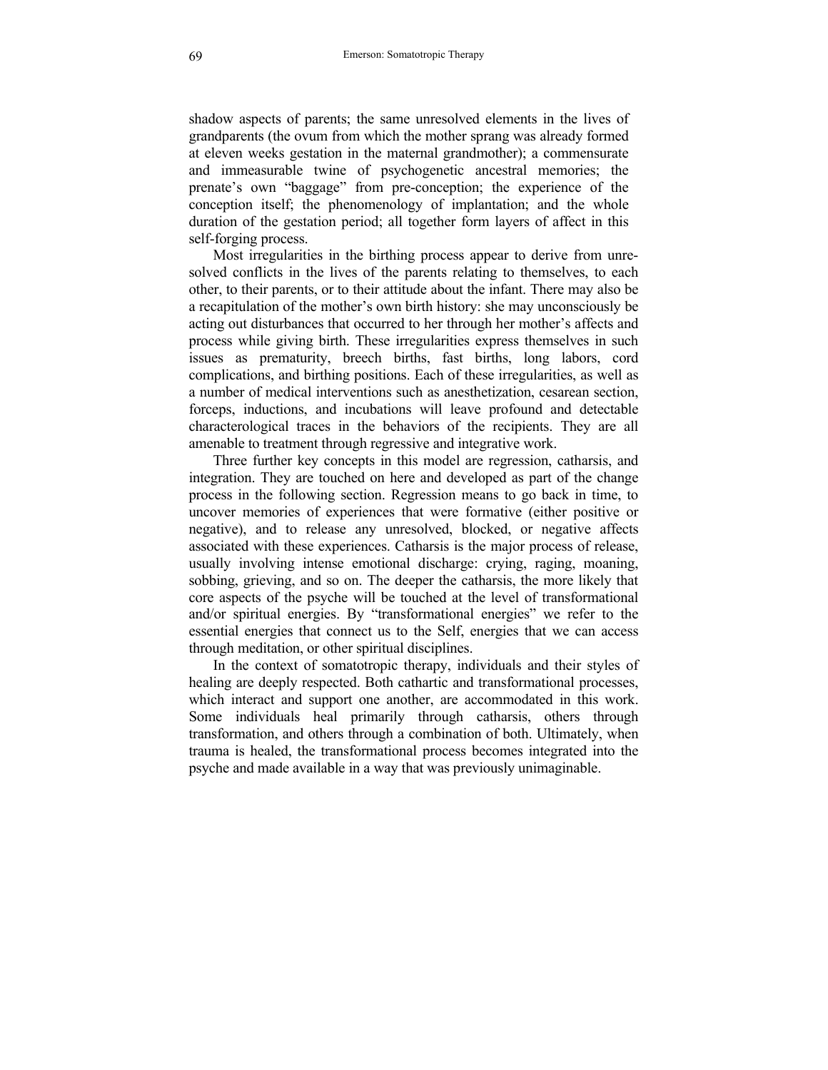shadow aspects of parents; the same unresolved elements in the lives of grandparents (the ovum from which the mother sprang was already formed at eleven weeks gestation in the maternal grandmother); a commensurate and immeasurable twine of psychogenetic ancestral memories; the prenate's own "baggage" from pre-conception; the experience of the conception itself; the phenomenology of implantation; and the whole duration of the gestation period; all together form layers of affect in this self-forging process.

Most irregularities in the birthing process appear to derive from unresolved conflicts in the lives of the parents relating to themselves, to each other, to their parents, or to their attitude about the infant. There may also be a recapitulation of the mother's own birth history: she may unconsciously be acting out disturbances that occurred to her through her mother's affects and process while giving birth. These irregularities express themselves in such issues as prematurity, breech births, fast births, long labors, cord complications, and birthing positions. Each of these irregularities, as well as a number of medical interventions such as anesthetization, cesarean section, forceps, inductions, and incubations will leave profound and detectable characterological traces in the behaviors of the recipients. They are all amenable to treatment through regressive and integrative work.

Three further key concepts in this model are regression, catharsis, and integration. They are touched on here and developed as part of the change process in the following section. Regression means to go back in time, to uncover memories of experiences that were formative (either positive or negative), and to release any unresolved, blocked, or negative affects associated with these experiences. Catharsis is the major process of release, usually involving intense emotional discharge: crying, raging, moaning, sobbing, grieving, and so on. The deeper the catharsis, the more likely that core aspects of the psyche will be touched at the level of transformational and/or spiritual energies. By "transformational energies" we refer to the essential energies that connect us to the Self, energies that we can access through meditation, or other spiritual disciplines.

In the context of somatotropic therapy, individuals and their styles of healing are deeply respected. Both cathartic and transformational processes, which interact and support one another, are accommodated in this work. Some individuals heal primarily through catharsis, others through transformation, and others through a combination of both. Ultimately, when trauma is healed, the transformational process becomes integrated into the psyche and made available in a way that was previously unimaginable.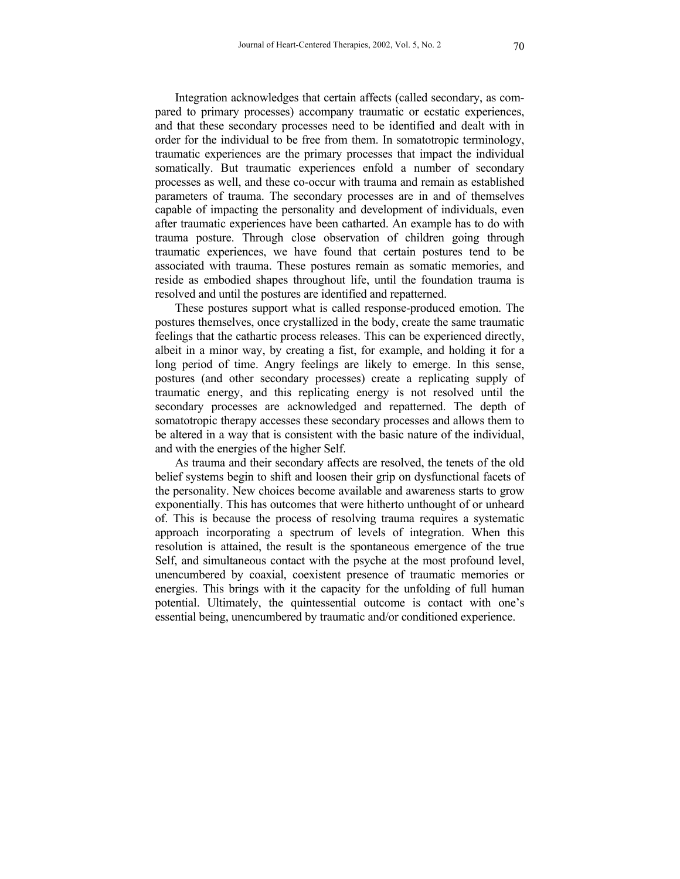Integration acknowledges that certain affects (called secondary, as compared to primary processes) accompany traumatic or ecstatic experiences, and that these secondary processes need to be identified and dealt with in order for the individual to be free from them. In somatotropic terminology, traumatic experiences are the primary processes that impact the individual somatically. But traumatic experiences enfold a number of secondary processes as well, and these co-occur with trauma and remain as established parameters of trauma. The secondary processes are in and of themselves capable of impacting the personality and development of individuals, even after traumatic experiences have been catharted. An example has to do with trauma posture. Through close observation of children going through traumatic experiences, we have found that certain postures tend to be associated with trauma. These postures remain as somatic memories, and reside as embodied shapes throughout life, until the foundation trauma is resolved and until the postures are identified and repatterned.

These postures support what is called response-produced emotion. The postures themselves, once crystallized in the body, create the same traumatic feelings that the cathartic process releases. This can be experienced directly, albeit in a minor way, by creating a fist, for example, and holding it for a long period of time. Angry feelings are likely to emerge. In this sense, postures (and other secondary processes) create a replicating supply of traumatic energy, and this replicating energy is not resolved until the secondary processes are acknowledged and repatterned. The depth of somatotropic therapy accesses these secondary processes and allows them to be altered in a way that is consistent with the basic nature of the individual, and with the energies of the higher Self.

As trauma and their secondary affects are resolved, the tenets of the old belief systems begin to shift and loosen their grip on dysfunctional facets of the personality. New choices become available and awareness starts to grow exponentially. This has outcomes that were hitherto unthought of or unheard of. This is because the process of resolving trauma requires a systematic approach incorporating a spectrum of levels of integration. When this resolution is attained, the result is the spontaneous emergence of the true Self, and simultaneous contact with the psyche at the most profound level, unencumbered by coaxial, coexistent presence of traumatic memories or energies. This brings with it the capacity for the unfolding of full human potential. Ultimately, the quintessential outcome is contact with one's essential being, unencumbered by traumatic and/or conditioned experience.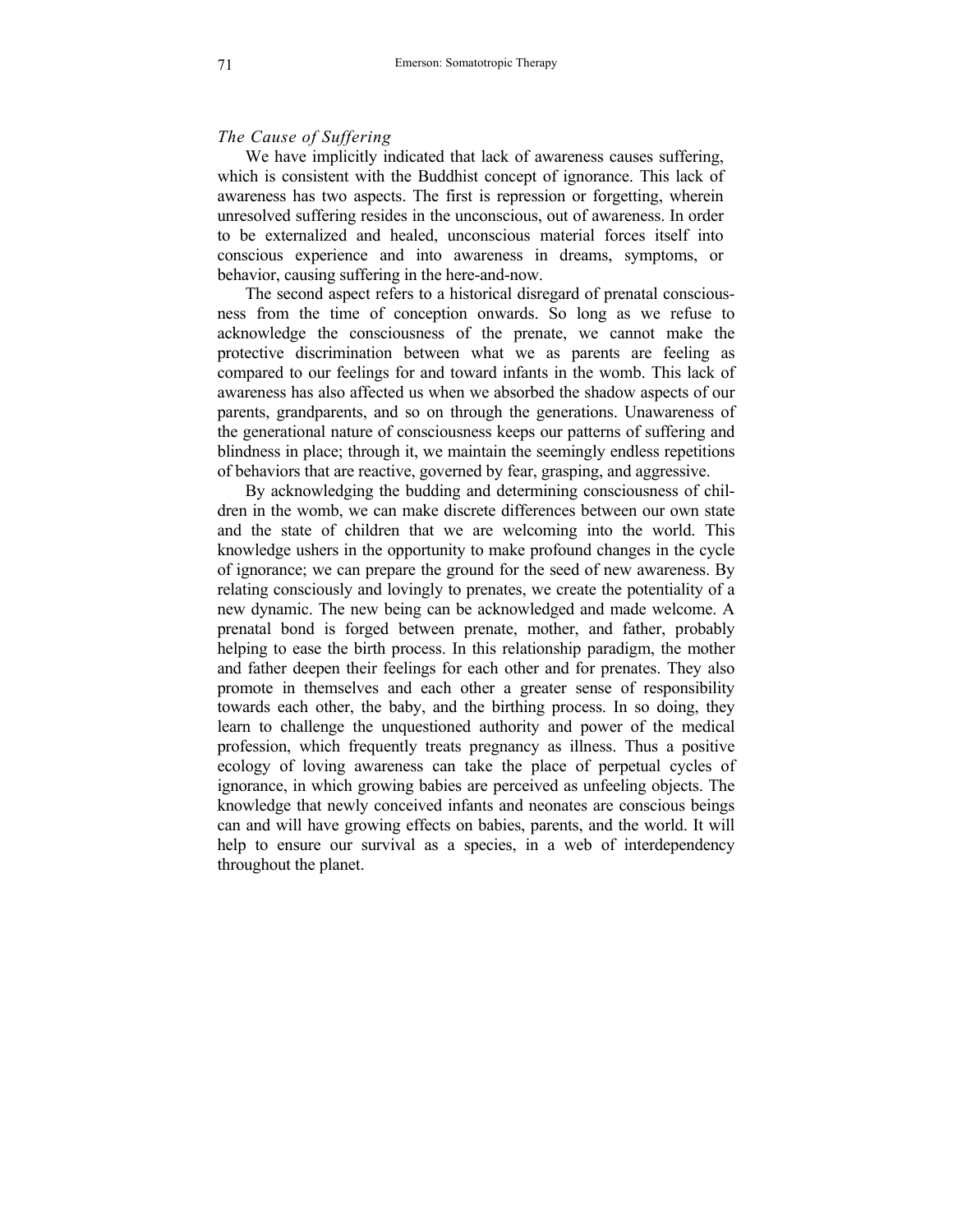*The Cause of Suffering*

We have implicitly indicated that lack of awareness causes suffering, which is consistent with the Buddhist concept of ignorance. This lack of awareness has two aspects. The first is repression or forgetting, wherein unresolved suffering resides in the unconscious, out of awareness. In order to be externalized and healed, unconscious material forces itself into conscious experience and into awareness in dreams, symptoms, or behavior, causing suffering in the here-and-now.

The second aspect refers to a historical disregard of prenatal consciousness from the time of conception onwards. So long as we refuse to acknowledge the consciousness of the prenate, we cannot make the protective discrimination between what we as parents are feeling as compared to our feelings for and toward infants in the womb. This lack of awareness has also affected us when we absorbed the shadow aspects of our parents, grandparents, and so on through the generations. Unawareness of the generational nature of consciousness keeps our patterns of suffering and blindness in place; through it, we maintain the seemingly endless repetitions of behaviors that are reactive, governed by fear, grasping, and aggressive.

By acknowledging the budding and determining consciousness of children in the womb, we can make discrete differences between our own state and the state of children that we are welcoming into the world. This knowledge ushers in the opportunity to make profound changes in the cycle of ignorance; we can prepare the ground for the seed of new awareness. By relating consciously and lovingly to prenates, we create the potentiality of a new dynamic. The new being can be acknowledged and made welcome. A prenatal bond is forged between prenate, mother, and father, probably helping to ease the birth process. In this relationship paradigm, the mother and father deepen their feelings for each other and for prenates. They also promote in themselves and each other a greater sense of responsibility towards each other, the baby, and the birthing process. In so doing, they learn to challenge the unquestioned authority and power of the medical profession, which frequently treats pregnancy as illness. Thus a positive ecology of loving awareness can take the place of perpetual cycles of ignorance, in which growing babies are perceived as unfeeling objects. The knowledge that newly conceived infants and neonates are conscious beings can and will have growing effects on babies, parents, and the world. It will help to ensure our survival as a species, in a web of interdependency throughout the planet.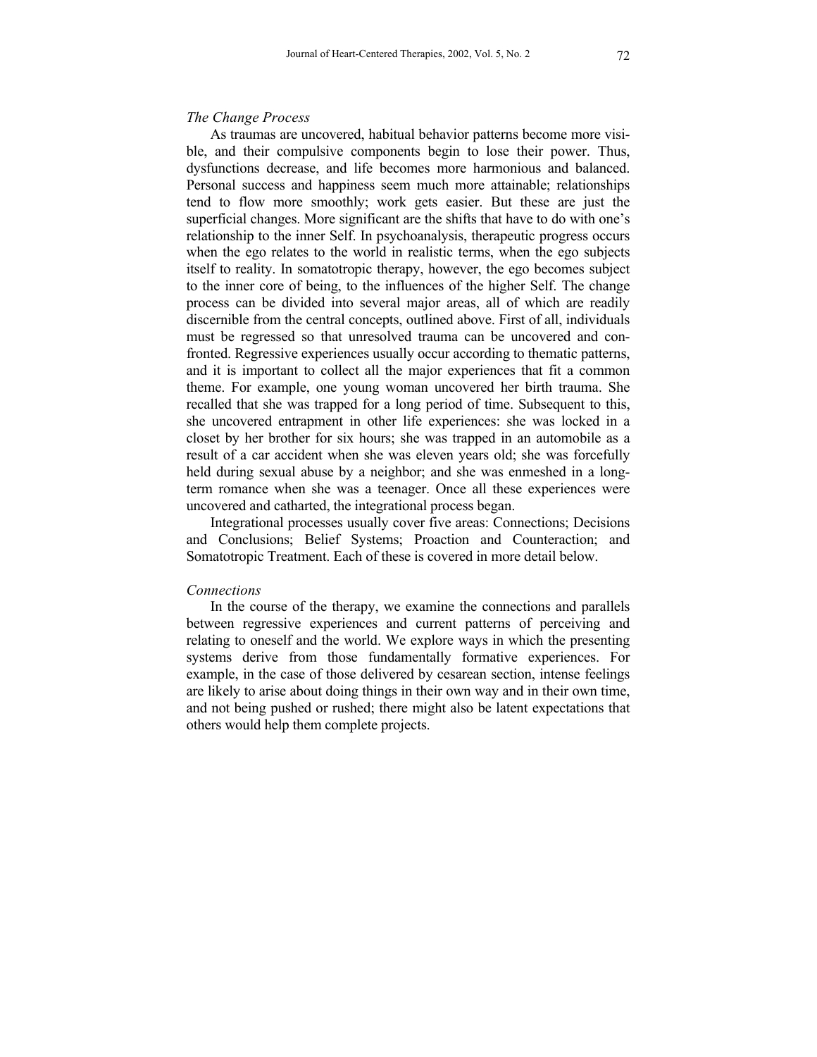*The Change Process*

As traumas are uncovered, habitual behavior patterns become more visible, and their compulsive components begin to lose their power. Thus, dysfunctions decrease, and life becomes more harmonious and balanced. Personal success and happiness seem much more attainable; relationships tend to flow more smoothly; work gets easier. But these are just the superficial changes. More significant are the shifts that have to do with one's relationship to the inner Self. In psychoanalysis, therapeutic progress occurs when the ego relates to the world in realistic terms, when the ego subjects itself to reality. In somatotropic therapy, however, the ego becomes subject to the inner core of being, to the influences of the higher Self. The change process can be divided into several major areas, all of which are readily discernible from the central concepts, outlined above. First of all, individuals must be regressed so that unresolved trauma can be uncovered and confronted. Regressive experiences usually occur according to thematic patterns, and it is important to collect all the major experiences that fit a common theme. For example, one young woman uncovered her birth trauma. She recalled that she was trapped for a long period of time. Subsequent to this, she uncovered entrapment in other life experiences: she was locked in a closet by her brother for six hours; she was trapped in an automobile as a result of a car accident when she was eleven years old; she was forcefully held during sexual abuse by a neighbor; and she was enmeshed in a long-term romance when she was a teenager. Once all these experiences were uncovered and catharted, the integrational process began.

Integrational processes usually cover five areas: Connections; Decisions and Conclusions; Belief Systems; Proaction and Counteraction; and Somatotropic Treatment. Each of these is covered in more detail below.

*Connections*

In the course of the therapy, we examine the connections and parallels between regressive experiences and current patterns of perceiving and relating to oneself and the world. We explore ways in which the presenting systems derive from those fundamentally formative experiences. For example, in the case of those delivered by cesarean section, intense feelings are likely to arise about doing things in their own way and in their own time, and not being pushed or rushed; there might also be latent expectations that others would help them complete projects.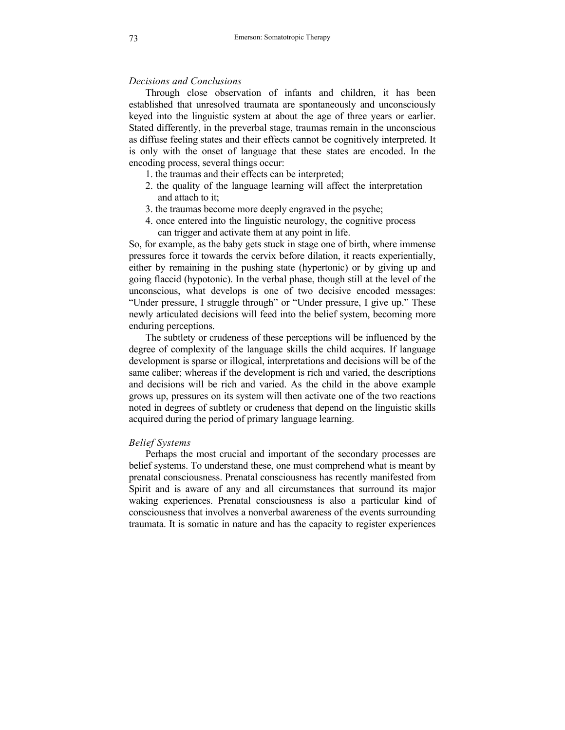*Decisions and Conclusions*

Through close observation of infants and children, it has been established that unresolved traumata are spontaneously and unconsciously keyed into the linguistic system at about the age of three years or earlier. Stated differently, in the preverbal stage, traumas remain in the unconscious as diffuse feeling states and their effects cannot be cognitively interpreted. It is only with the onset of language that these states are encoded. In the encoding process, several things occur:

1. the traumas and their effects can be interpreted;
2. the quality of the language learning will affect the interpretation and attach to it;
3. the traumas become more deeply engraved in the psyche;
4. once entered into the linguistic neurology, the cognitive process can trigger and activate them at any point in life.

So, for example, as the baby gets stuck in stage one of birth, where immense pressures force it towards the cervix before dilation, it reacts experientially, either by remaining in the pushing state (hypertonic) or by giving up and going flaccid (hypotonic). In the verbal phase, though still at the level of the unconscious, what develops is one of two decisive encoded messages: "Under pressure, I struggle through" or "Under pressure, I give up." These newly articulated decisions will feed into the belief system, becoming more enduring perceptions.

The subtlety or crudeness of these perceptions will be influenced by the degree of complexity of the language skills the child acquires. If language development is sparse or illogical, interpretations and decisions will be of the same caliber; whereas if the development is rich and varied, the descriptions and decisions will be rich and varied. As the child in the above example grows up, pressures on its system will then activate one of the two reactions noted in degrees of subtlety or crudeness that depend on the linguistic skills acquired during the period of primary language learning.

*Belief Systems*

Perhaps the most crucial and important of the secondary processes are belief systems. To understand these, one must comprehend what is meant by prenatal consciousness. Prenatal consciousness has recently manifested from Spirit and is aware of any and all circumstances that surround its major waking experiences. Prenatal consciousness is also a particular kind of consciousness that involves a nonverbal awareness of the events surrounding traumata. It is somatic in nature and has the capacity to register experiences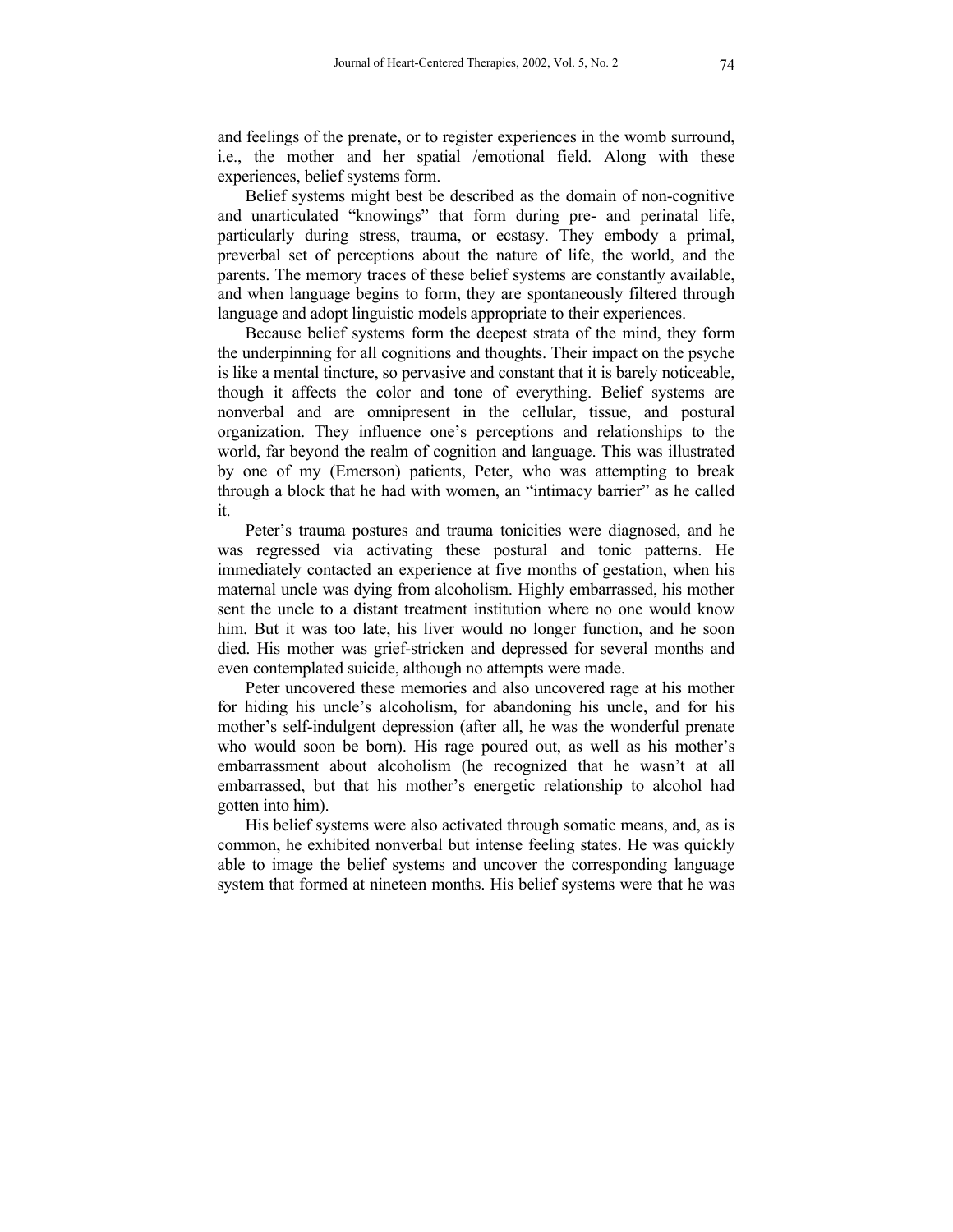and feelings of the prenate, or to register experiences in the womb surround, i.e., the mother and her spatial /emotional field. Along with these experiences, belief systems form.

Belief systems might best be described as the domain of non-cognitive and unarticulated "knowings" that form during pre- and perinatal life, particularly during stress, trauma, or ecstasy. They embody a primal, preverbal set of perceptions about the nature of life, the world, and the parents. The memory traces of these belief systems are constantly available, and when language begins to form, they are spontaneously filtered through language and adopt linguistic models appropriate to their experiences.

Because belief systems form the deepest strata of the mind, they form the underpinning for all cognitions and thoughts. Their impact on the psyche is like a mental tincture, so pervasive and constant that it is barely noticeable, though it affects the color and tone of everything. Belief systems are nonverbal and are omnipresent in the cellular, tissue, and postural organization. They influence one's perceptions and relationships to the world, far beyond the realm of cognition and language. This was illustrated by one of my (Emerson) patients, Peter, who was attempting to break through a block that he had with women, an "intimacy barrier" as he called it.

Peter's trauma postures and trauma tonicities were diagnosed, and he was regressed via activating these postural and tonic patterns. He immediately contacted an experience at five months of gestation, when his maternal uncle was dying from alcoholism. Highly embarrassed, his mother sent the uncle to a distant treatment institution where no one would know him. But it was too late, his liver would no longer function, and he soon died. His mother was grief-stricken and depressed for several months and even contemplated suicide, although no attempts were made.

Peter uncovered these memories and also uncovered rage at his mother for hiding his uncle's alcoholism, for abandoning his uncle, and for his mother's self-indulgent depression (after all, he was the wonderful prenate who would soon be born). His rage poured out, as well as his mother's embarrassment about alcoholism (he recognized that he wasn't at all embarrassed, but that his mother's energetic relationship to alcohol had gotten into him).

His belief systems were also activated through somatic means, and, as is common, he exhibited nonverbal but intense feeling states. He was quickly able to image the belief systems and uncover the corresponding language system that formed at nineteen months. His belief systems were that he was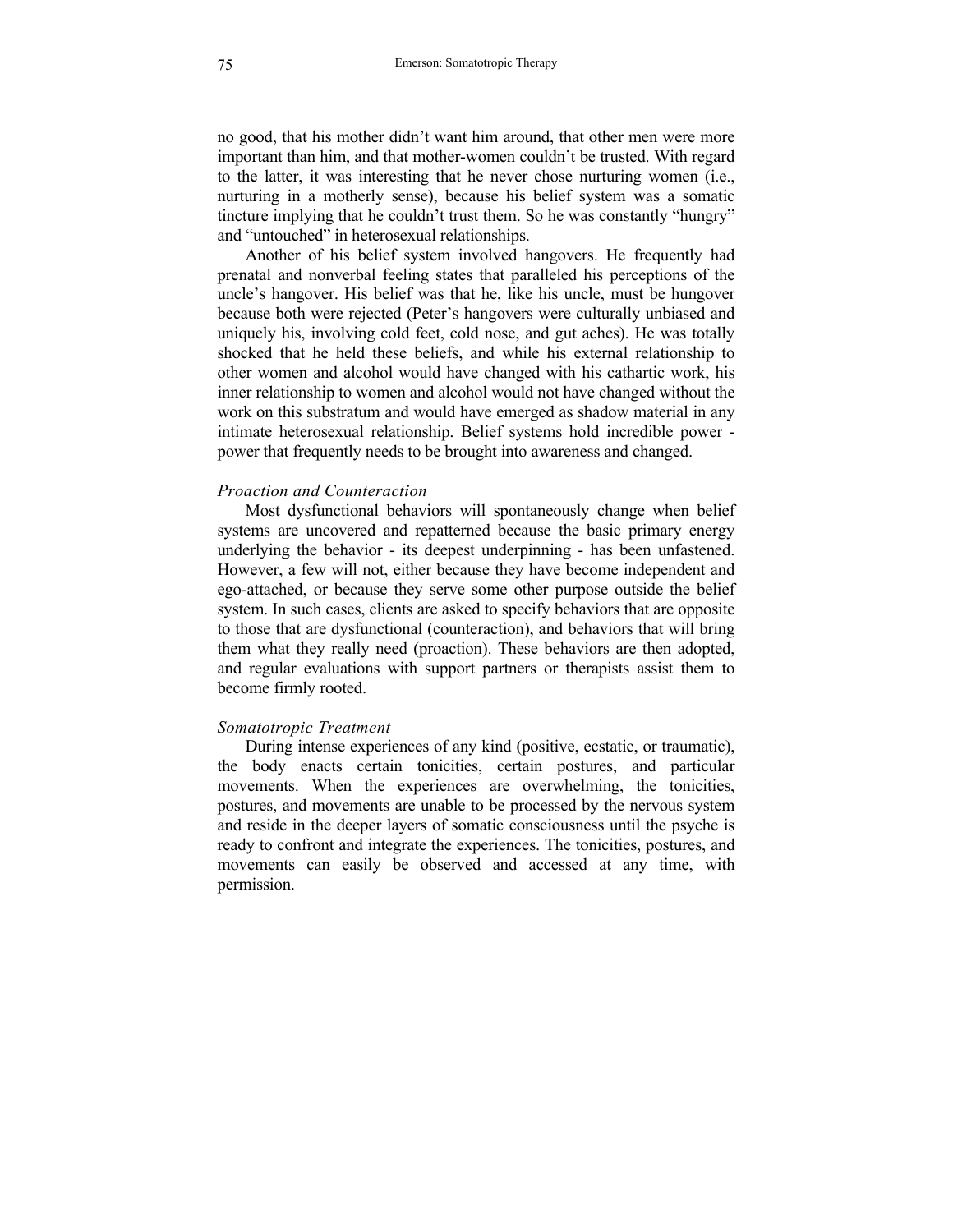no good, that his mother didn't want him around, that other men were more important than him, and that mother-women couldn't be trusted. With regard to the latter, it was interesting that he never chose nurturing women (i.e., nurturing in a motherly sense), because his belief system was a somatic tincture implying that he couldn't trust them. So he was constantly "hungry" and "untouched" in heterosexual relationships.

Another of his belief system involved hangovers. He frequently had prenatal and nonverbal feeling states that paralleled his perceptions of the uncle's hangover. His belief was that he, like his uncle, must be hungover because both were rejected (Peter's hangovers were culturally unbiased and uniquely his, involving cold feet, cold nose, and gut aches). He was totally shocked that he held these beliefs, and while his external relationship to other women and alcohol would have changed with his cathartic work, his inner relationship to women and alcohol would not have changed without the work on this substratum and would have emerged as shadow material in any intimate heterosexual relationship. Belief systems hold incredible power - power that frequently needs to be brought into awareness and changed.

*Proaction and Counteraction*

Most dysfunctional behaviors will spontaneously change when belief systems are uncovered and repatterned because the basic primary energy underlying the behavior - its deepest underpinning - has been unfastened. However, a few will not, either because they have become independent and ego-attached, or because they serve some other purpose outside the belief system. In such cases, clients are asked to specify behaviors that are opposite to those that are dysfunctional (counteraction), and behaviors that will bring them what they really need (proaction). These behaviors are then adopted, and regular evaluations with support partners or therapists assist them to become firmly rooted.

*Somatotropic Treatment*

During intense experiences of any kind (positive, ecstatic, or traumatic), the body enacts certain tonicities, certain postures, and particular movements. When the experiences are overwhelming, the tonicities, postures, and movements are unable to be processed by the nervous system and reside in the deeper layers of somatic consciousness until the psyche is ready to confront and integrate the experiences. The tonicities, postures, and movements can easily be observed and accessed at any time, with permission.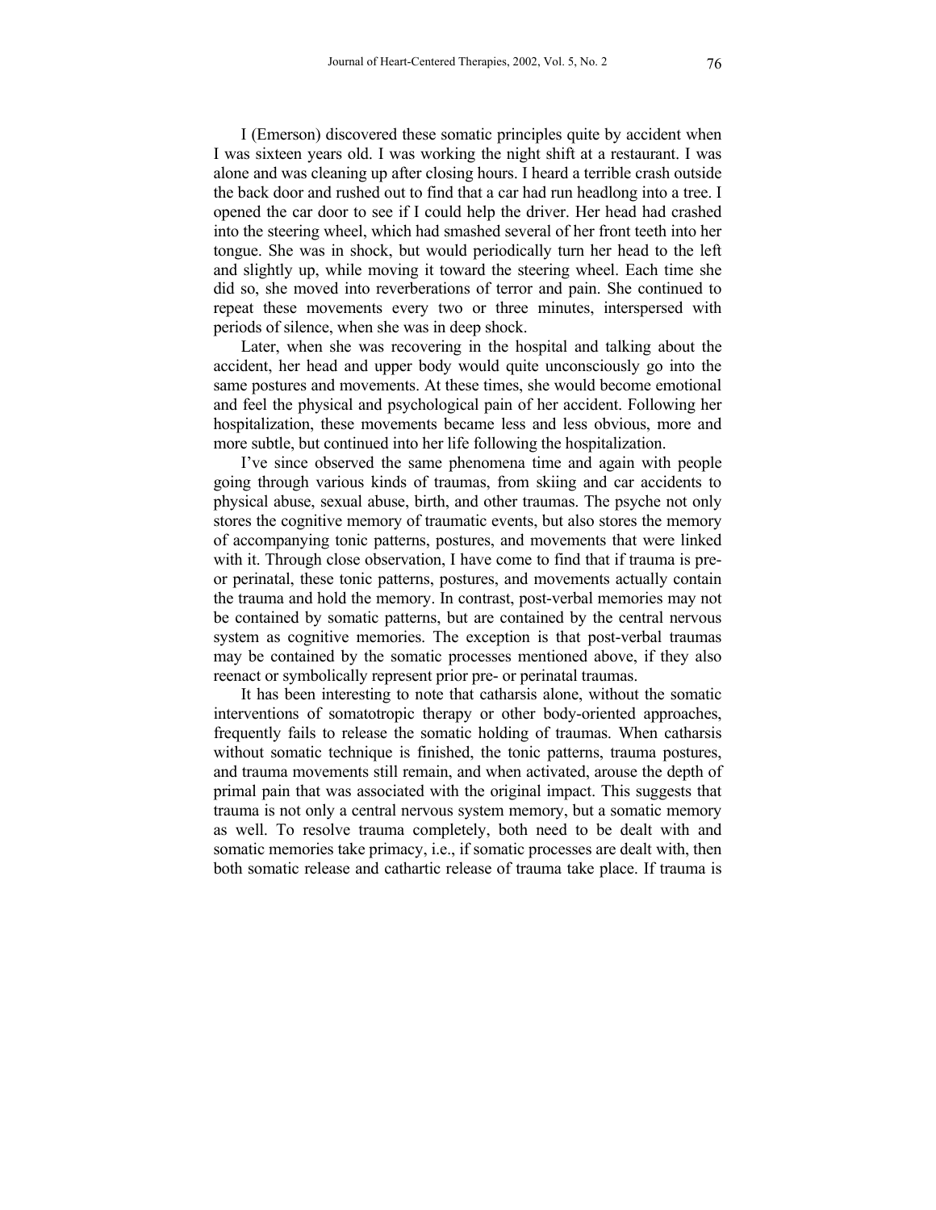I (Emerson) discovered these somatic principles quite by accident when I was sixteen years old. I was working the night shift at a restaurant. I was alone and was cleaning up after closing hours. I heard a terrible crash outside the back door and rushed out to find that a car had run headlong into a tree. I opened the car door to see if I could help the driver. Her head had crashed into the steering wheel, which had smashed several of her front teeth into her tongue. She was in shock, but would periodically turn her head to the left and slightly up, while moving it toward the steering wheel. Each time she did so, she moved into reverberations of terror and pain. She continued to repeat these movements every two or three minutes, interspersed with periods of silence, when she was in deep shock.

Later, when she was recovering in the hospital and talking about the accident, her head and upper body would quite unconsciously go into the same postures and movements. At these times, she would become emotional and feel the physical and psychological pain of her accident. Following her hospitalization, these movements became less and less obvious, more and more subtle, but continued into her life following the hospitalization.

I've since observed the same phenomena time and again with people going through various kinds of traumas, from skiing and car accidents to physical abuse, sexual abuse, birth, and other traumas. The psyche not only stores the cognitive memory of traumatic events, but also stores the memory of accompanying tonic patterns, postures, and movements that were linked with it. Through close observation, I have come to find that if trauma is pre- or perinatal, these tonic patterns, postures, and movements actually contain the trauma and hold the memory. In contrast, post-verbal memories may not be contained by somatic patterns, but are contained by the central nervous system as cognitive memories. The exception is that post-verbal traumas may be contained by the somatic processes mentioned above, if they also reenact or symbolically represent prior pre- or perinatal traumas.

It has been interesting to note that catharsis alone, without the somatic interventions of somatotropic therapy or other body-oriented approaches, frequently fails to release the somatic holding of traumas. When catharsis without somatic technique is finished, the tonic patterns, trauma postures, and trauma movements still remain, and when activated, arouse the depth of primal pain that was associated with the original impact. This suggests that trauma is not only a central nervous system memory, but a somatic memory as well. To resolve trauma completely, both need to be dealt with and somatic memories take primacy, i.e., if somatic processes are dealt with, then both somatic release and cathartic release of trauma take place. If trauma is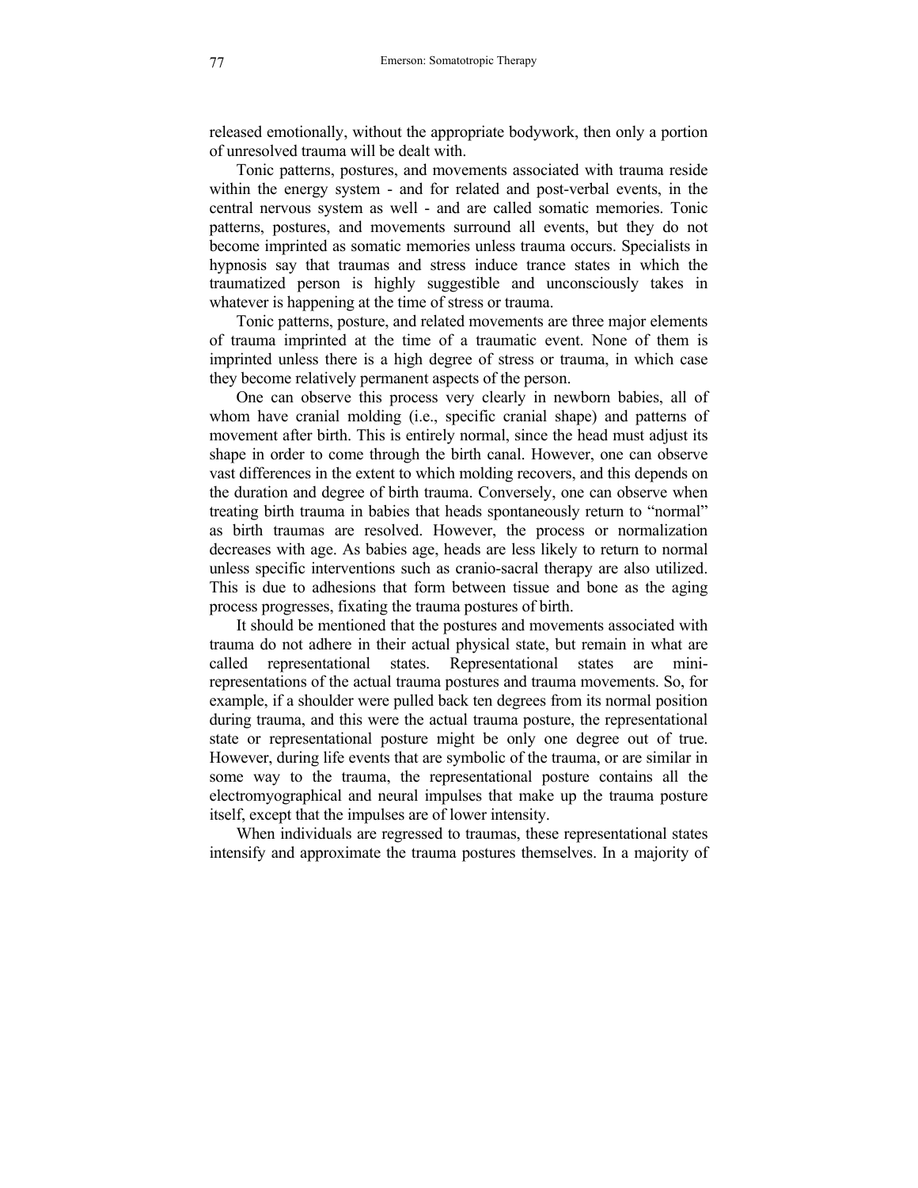released emotionally, without the appropriate bodywork, then only a portion of unresolved trauma will be dealt with.

Tonic patterns, postures, and movements associated with trauma reside within the energy system - and for related and post-verbal events, in the central nervous system as well - and are called somatic memories. Tonic patterns, postures, and movements surround all events, but they do not become imprinted as somatic memories unless trauma occurs. Specialists in hypnosis say that traumas and stress induce trance states in which the traumatized person is highly suggestible and unconsciously takes in whatever is happening at the time of stress or trauma.

Tonic patterns, posture, and related movements are three major elements of trauma imprinted at the time of a traumatic event. None of them is imprinted unless there is a high degree of stress or trauma, in which case they become relatively permanent aspects of the person.

One can observe this process very clearly in newborn babies, all of whom have cranial molding (i.e., specific cranial shape) and patterns of movement after birth. This is entirely normal, since the head must adjust its shape in order to come through the birth canal. However, one can observe vast differences in the extent to which molding recovers, and this depends on the duration and degree of birth trauma. Conversely, one can observe when treating birth trauma in babies that heads spontaneously return to "normal" as birth traumas are resolved. However, the process or normalization decreases with age. As babies age, heads are less likely to return to normal unless specific interventions such as cranio-sacral therapy are also utilized. This is due to adhesions that form between tissue and bone as the aging process progresses, fixating the trauma postures of birth.

It should be mentioned that the postures and movements associated with trauma do not adhere in their actual physical state, but remain in what are called representational states. Representational states are mini-representations of the actual trauma postures and trauma movements. So, for example, if a shoulder were pulled back ten degrees from its normal position during trauma, and this were the actual trauma posture, the representational state or representational posture might be only one degree out of true. However, during life events that are symbolic of the trauma, or are similar in some way to the trauma, the representational posture contains all the electromyographical and neural impulses that make up the trauma posture itself, except that the impulses are of lower intensity.

When individuals are regressed to traumas, these representational states intensify and approximate the trauma postures themselves. In a majority of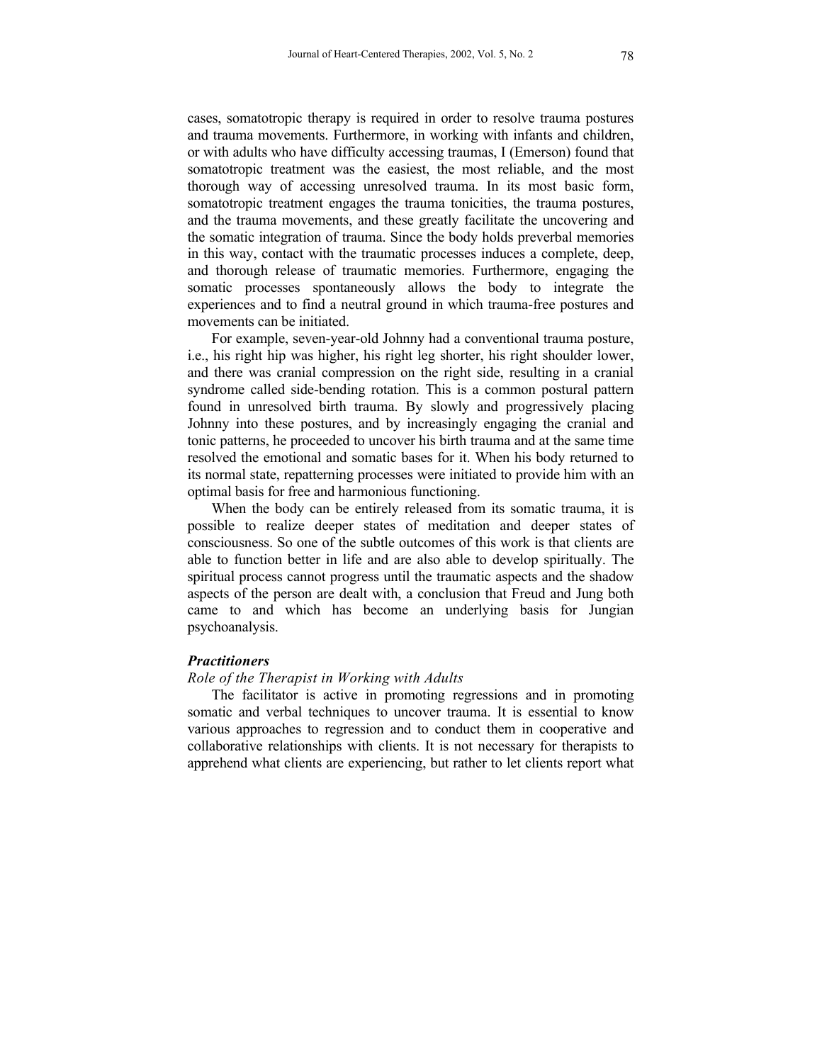cases, somatotropic therapy is required in order to resolve trauma postures and trauma movements. Furthermore, in working with infants and children, or with adults who have difficulty accessing traumas, I (Emerson) found that somatotropic treatment was the easiest, the most reliable, and the most thorough way of accessing unresolved trauma. In its most basic form, somatotropic treatment engages the trauma tonicities, the trauma postures, and the trauma movements, and these greatly facilitate the uncovering and the somatic integration of trauma. Since the body holds preverbal memories in this way, contact with the traumatic processes induces a complete, deep, and thorough release of traumatic memories. Furthermore, engaging the somatic processes spontaneously allows the body to integrate the experiences and to find a neutral ground in which trauma-free postures and movements can be initiated.

For example, seven-year-old Johnny had a conventional trauma posture, i.e., his right hip was higher, his right leg shorter, his right shoulder lower, and there was cranial compression on the right side, resulting in a cranial syndrome called side-bending rotation. This is a common postural pattern found in unresolved birth trauma. By slowly and progressively placing Johnny into these postures, and by increasingly engaging the cranial and tonic patterns, he proceeded to uncover his birth trauma and at the same time resolved the emotional and somatic bases for it. When his body returned to its normal state, repatterning processes were initiated to provide him with an optimal basis for free and harmonious functioning.

When the body can be entirely released from its somatic trauma, it is possible to realize deeper states of meditation and deeper states of consciousness. So one of the subtle outcomes of this work is that clients are able to function better in life and are also able to develop spiritually. The spiritual process cannot progress until the traumatic aspects and the shadow aspects of the person are dealt with, a conclusion that Freud and Jung both came to and which has become an underlying basis for Jungian psychoanalysis.

### ***Practitioners***

#### *Role of the Therapist in Working with Adults*

The facilitator is active in promoting regressions and in promoting somatic and verbal techniques to uncover trauma. It is essential to know various approaches to regression and to conduct them in cooperative and collaborative relationships with clients. It is not necessary for therapists to apprehend what clients are experiencing, but rather to let clients report what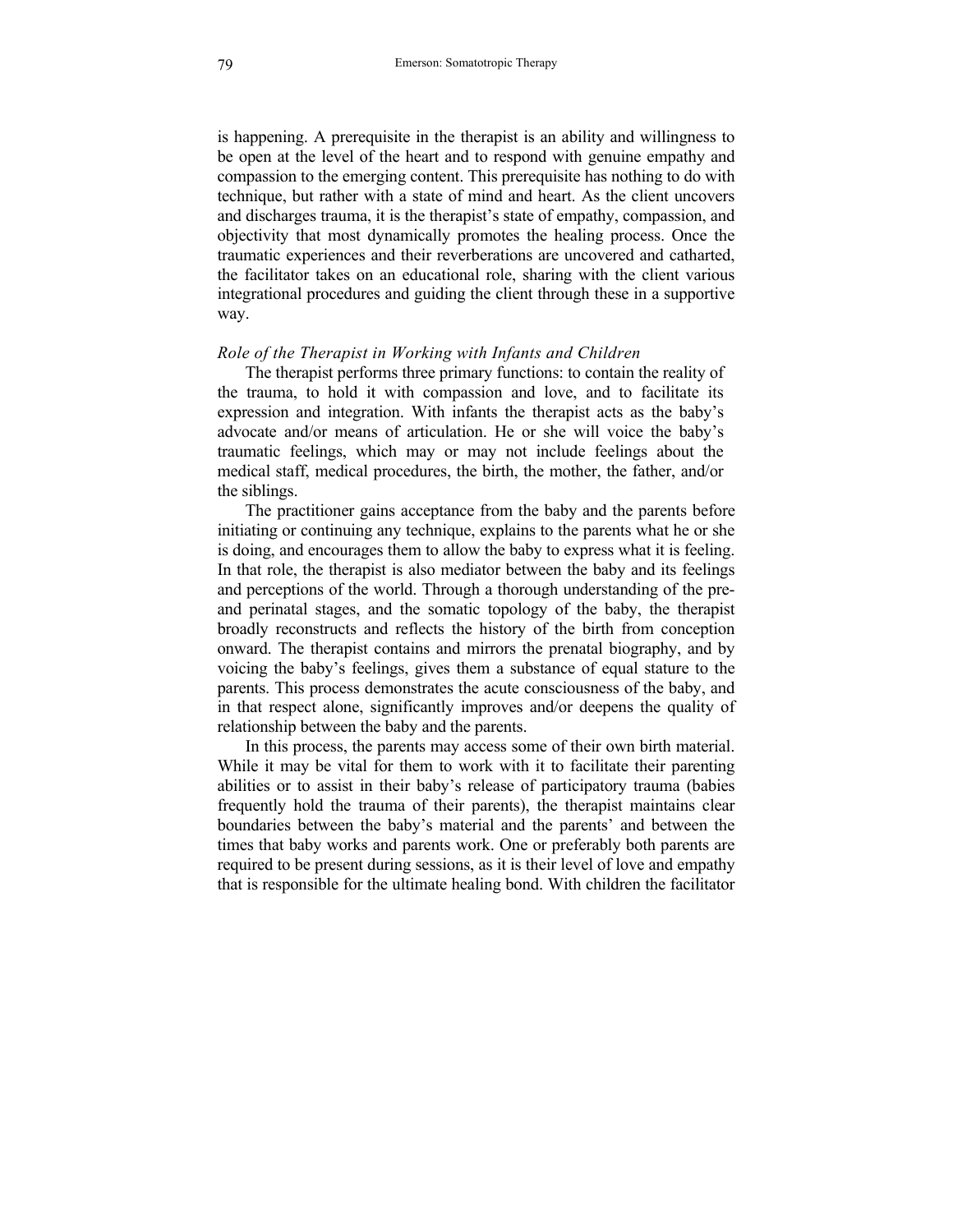is happening. A prerequisite in the therapist is an ability and willingness to be open at the level of the heart and to respond with genuine empathy and compassion to the emerging content. This prerequisite has nothing to do with technique, but rather with a state of mind and heart. As the client uncovers and discharges trauma, it is the therapist's state of empathy, compassion, and objectivity that most dynamically promotes the healing process. Once the traumatic experiences and their reverberations are uncovered and catharted, the facilitator takes on an educational role, sharing with the client various integrational procedures and guiding the client through these in a supportive way.

*Role of the Therapist in Working with Infants and Children*

The therapist performs three primary functions: to contain the reality of the trauma, to hold it with compassion and love, and to facilitate its expression and integration. With infants the therapist acts as the baby's advocate and/or means of articulation. He or she will voice the baby's traumatic feelings, which may or may not include feelings about the medical staff, medical procedures, the birth, the mother, the father, and/or the siblings.

The practitioner gains acceptance from the baby and the parents before initiating or continuing any technique, explains to the parents what he or she is doing, and encourages them to allow the baby to express what it is feeling. In that role, the therapist is also mediator between the baby and its feelings and perceptions of the world. Through a thorough understanding of the pre- and perinatal stages, and the somatic topology of the baby, the therapist broadly reconstructs and reflects the history of the birth from conception onward. The therapist contains and mirrors the prenatal biography, and by voicing the baby's feelings, gives them a substance of equal stature to the parents. This process demonstrates the acute consciousness of the baby, and in that respect alone, significantly improves and/or deepens the quality of relationship between the baby and the parents.

In this process, the parents may access some of their own birth material. While it may be vital for them to work with it to facilitate their parenting abilities or to assist in their baby's release of participatory trauma (babies frequently hold the trauma of their parents), the therapist maintains clear boundaries between the baby's material and the parents' and between the times that baby works and parents work. One or preferably both parents are required to be present during sessions, as it is their level of love and empathy that is responsible for the ultimate healing bond. With children the facilitator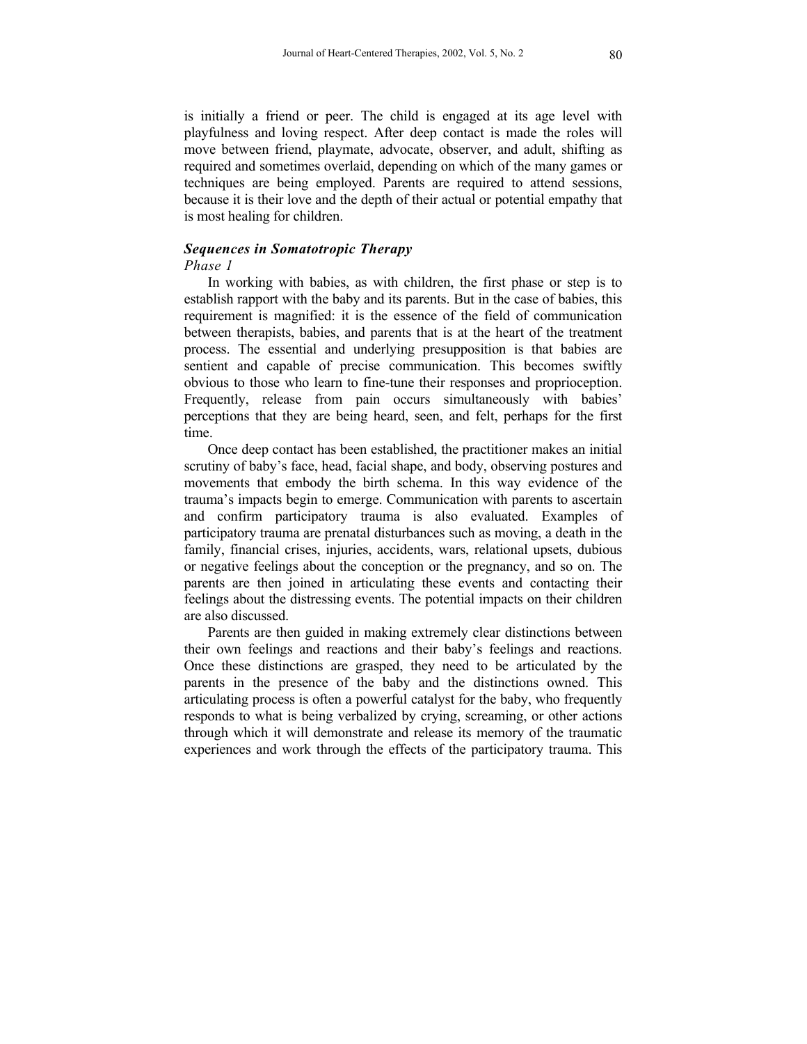is initially a friend or peer. The child is engaged at its age level with playfulness and loving respect. After deep contact is made the roles will move between friend, playmate, advocate, observer, and adult, shifting as required and sometimes overlaid, depending on which of the many games or techniques are being employed. Parents are required to attend sessions, because it is their love and the depth of their actual or potential empathy that is most healing for children.

### *Sequences in Somatotropic Therapy*

*Phase 1*

In working with babies, as with children, the first phase or step is to establish rapport with the baby and its parents. But in the case of babies, this requirement is magnified: it is the essence of the field of communication between therapists, babies, and parents that is at the heart of the treatment process. The essential and underlying presupposition is that babies are sentient and capable of precise communication. This becomes swiftly obvious to those who learn to fine-tune their responses and proprioception. Frequently, release from pain occurs simultaneously with babies' perceptions that they are being heard, seen, and felt, perhaps for the first time.

Once deep contact has been established, the practitioner makes an initial scrutiny of baby's face, head, facial shape, and body, observing postures and movements that embody the birth schema. In this way evidence of the trauma's impacts begin to emerge. Communication with parents to ascertain and confirm participatory trauma is also evaluated. Examples of participatory trauma are prenatal disturbances such as moving, a death in the family, financial crises, injuries, accidents, wars, relational upsets, dubious or negative feelings about the conception or the pregnancy, and so on. The parents are then joined in articulating these events and contacting their feelings about the distressing events. The potential impacts on their children are also discussed.

Parents are then guided in making extremely clear distinctions between their own feelings and reactions and their baby's feelings and reactions. Once these distinctions are grasped, they need to be articulated by the parents in the presence of the baby and the distinctions owned. This articulating process is often a powerful catalyst for the baby, who frequently responds to what is being verbalized by crying, screaming, or other actions through which it will demonstrate and release its memory of the traumatic experiences and work through the effects of the participatory trauma. This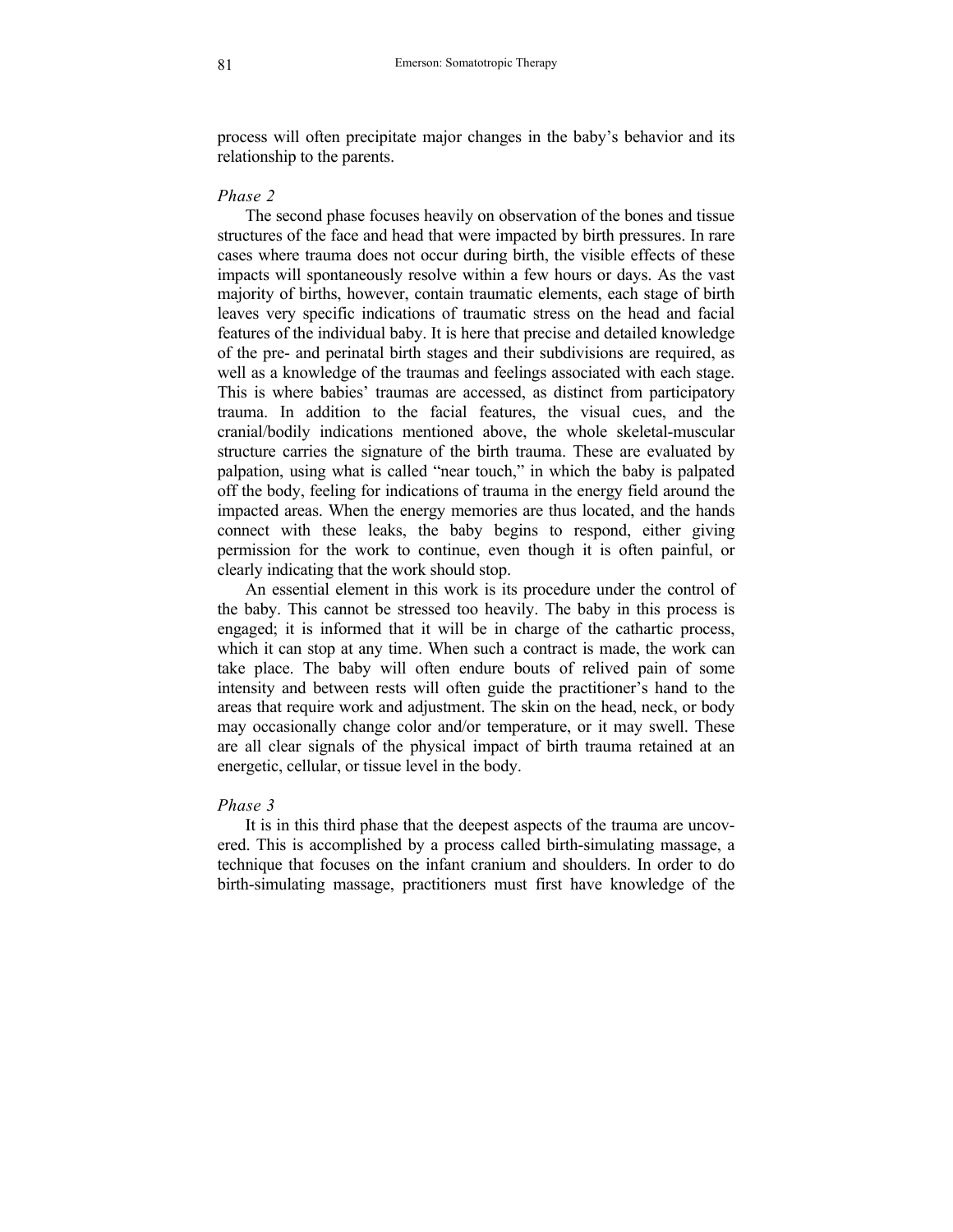process will often precipitate major changes in the baby's behavior and its relationship to the parents.

*Phase 2*

The second phase focuses heavily on observation of the bones and tissue structures of the face and head that were impacted by birth pressures. In rare cases where trauma does not occur during birth, the visible effects of these impacts will spontaneously resolve within a few hours or days. As the vast majority of births, however, contain traumatic elements, each stage of birth leaves very specific indications of traumatic stress on the head and facial features of the individual baby. It is here that precise and detailed knowledge of the pre- and perinatal birth stages and their subdivisions are required, as well as a knowledge of the traumas and feelings associated with each stage. This is where babies' traumas are accessed, as distinct from participatory trauma. In addition to the facial features, the visual cues, and the cranial/bodily indications mentioned above, the whole skeletal-muscular structure carries the signature of the birth trauma. These are evaluated by palpation, using what is called "near touch," in which the baby is palpated off the body, feeling for indications of trauma in the energy field around the impacted areas. When the energy memories are thus located, and the hands connect with these leaks, the baby begins to respond, either giving permission for the work to continue, even though it is often painful, or clearly indicating that the work should stop.

An essential element in this work is its procedure under the control of the baby. This cannot be stressed too heavily. The baby in this process is engaged; it is informed that it will be in charge of the cathartic process, which it can stop at any time. When such a contract is made, the work can take place. The baby will often endure bouts of relived pain of some intensity and between rests will often guide the practitioner's hand to the areas that require work and adjustment. The skin on the head, neck, or body may occasionally change color and/or temperature, or it may swell. These are all clear signals of the physical impact of birth trauma retained at an energetic, cellular, or tissue level in the body.

*Phase 3*

It is in this third phase that the deepest aspects of the trauma are uncovered. This is accomplished by a process called birth-simulating massage, a technique that focuses on the infant cranium and shoulders. In order to do birth-simulating massage, practitioners must first have knowledge of the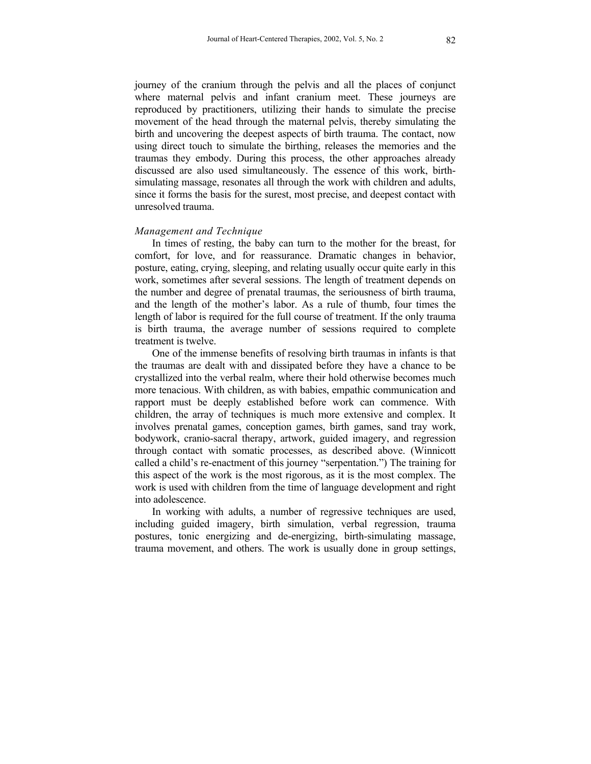journey of the cranium through the pelvis and all the places of conjunct where maternal pelvis and infant cranium meet. These journeys are reproduced by practitioners, utilizing their hands to simulate the precise movement of the head through the maternal pelvis, thereby simulating the birth and uncovering the deepest aspects of birth trauma. The contact, now using direct touch to simulate the birthing, releases the memories and the traumas they embody. During this process, the other approaches already discussed are also used simultaneously. The essence of this work, birth-simulating massage, resonates all through the work with children and adults, since it forms the basis for the surest, most precise, and deepest contact with unresolved trauma.

*Management and Technique*

In times of resting, the baby can turn to the mother for the breast, for comfort, for love, and for reassurance. Dramatic changes in behavior, posture, eating, crying, sleeping, and relating usually occur quite early in this work, sometimes after several sessions. The length of treatment depends on the number and degree of prenatal traumas, the seriousness of birth trauma, and the length of the mother's labor. As a rule of thumb, four times the length of labor is required for the full course of treatment. If the only trauma is birth trauma, the average number of sessions required to complete treatment is twelve.

One of the immense benefits of resolving birth traumas in infants is that the traumas are dealt with and dissipated before they have a chance to be crystallized into the verbal realm, where their hold otherwise becomes much more tenacious. With children, as with babies, empathic communication and rapport must be deeply established before work can commence. With children, the array of techniques is much more extensive and complex. It involves prenatal games, conception games, birth games, sand tray work, bodywork, cranio-sacral therapy, artwork, guided imagery, and regression through contact with somatic processes, as described above. (Winnicott called a child's re-enactment of this journey "serpentation.") The training for this aspect of the work is the most rigorous, as it is the most complex. The work is used with children from the time of language development and right into adolescence.

In working with adults, a number of regressive techniques are used, including guided imagery, birth simulation, verbal regression, trauma postures, tonic energizing and de-energizing, birth-simulating massage, trauma movement, and others. The work is usually done in group settings,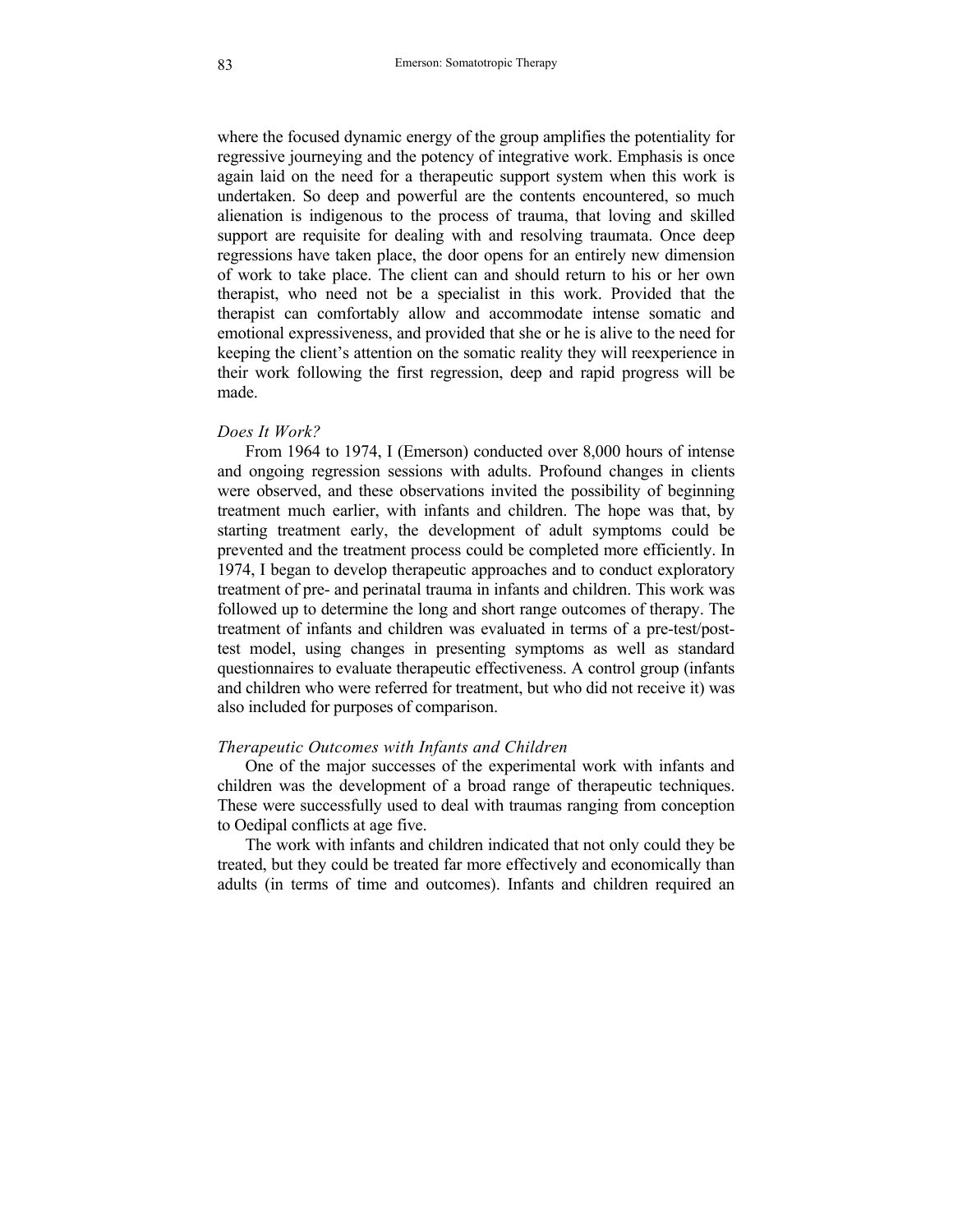where the focused dynamic energy of the group amplifies the potentiality for regressive journeying and the potency of integrative work. Emphasis is once again laid on the need for a therapeutic support system when this work is undertaken. So deep and powerful are the contents encountered, so much alienation is indigenous to the process of trauma, that loving and skilled support are requisite for dealing with and resolving traumata. Once deep regressions have taken place, the door opens for an entirely new dimension of work to take place. The client can and should return to his or her own therapist, who need not be a specialist in this work. Provided that the therapist can comfortably allow and accommodate intense somatic and emotional expressiveness, and provided that she or he is alive to the need for keeping the client's attention on the somatic reality they will reexperience in their work following the first regression, deep and rapid progress will be made.

### *Does It Work?*

From 1964 to 1974, I (Emerson) conducted over 8,000 hours of intense and ongoing regression sessions with adults. Profound changes in clients were observed, and these observations invited the possibility of beginning treatment much earlier, with infants and children. The hope was that, by starting treatment early, the development of adult symptoms could be prevented and the treatment process could be completed more efficiently. In 1974, I began to develop therapeutic approaches and to conduct exploratory treatment of pre- and perinatal trauma in infants and children. This work was followed up to determine the long and short range outcomes of therapy. The treatment of infants and children was evaluated in terms of a pre-test/post-test model, using changes in presenting symptoms as well as standard questionnaires to evaluate therapeutic effectiveness. A control group (infants and children who were referred for treatment, but who did not receive it) was also included for purposes of comparison.

### *Therapeutic Outcomes with Infants and Children*

One of the major successes of the experimental work with infants and children was the development of a broad range of therapeutic techniques. These were successfully used to deal with traumas ranging from conception to Oedipal conflicts at age five.

The work with infants and children indicated that not only could they be treated, but they could be treated far more effectively and economically than adults (in terms of time and outcomes). Infants and children required an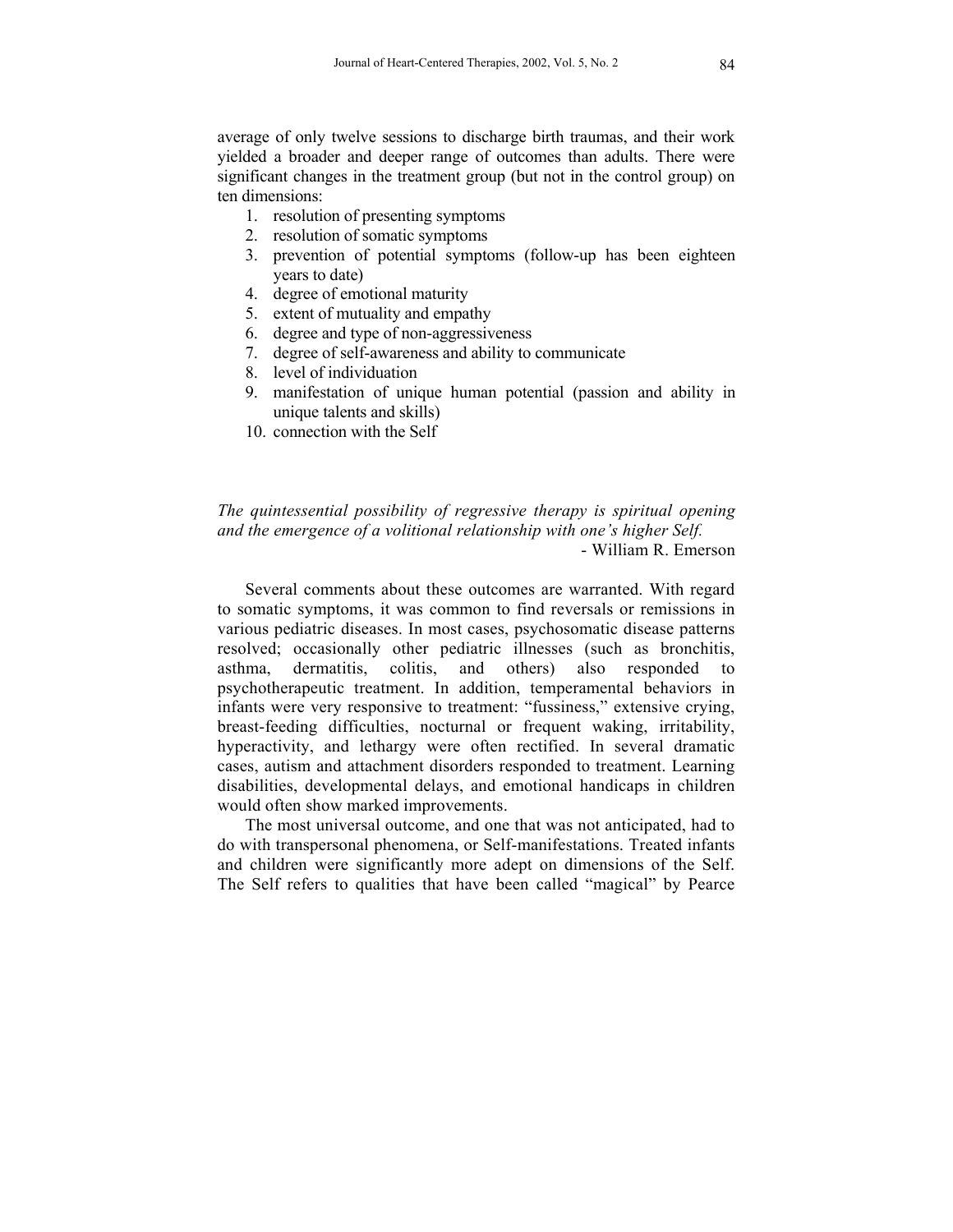average of only twelve sessions to discharge birth traumas, and their work yielded a broader and deeper range of outcomes than adults. There were significant changes in the treatment group (but not in the control group) on ten dimensions:

1. resolution of presenting symptoms
2. resolution of somatic symptoms
3. prevention of potential symptoms (follow-up has been eighteen years to date)
4. degree of emotional maturity
5. extent of mutuality and empathy
6. degree and type of non-aggressiveness
7. degree of self-awareness and ability to communicate
8. level of individuation
9. manifestation of unique human potential (passion and ability in unique talents and skills)
10. connection with the Self

*The quintessential possibility of regressive therapy is spiritual opening and the emergence of a volitional relationship with one's higher Self.*
- William R. Emerson

Several comments about these outcomes are warranted. With regard to somatic symptoms, it was common to find reversals or remissions in various pediatric diseases. In most cases, psychosomatic disease patterns resolved; occasionally other pediatric illnesses (such as bronchitis, asthma, dermatitis, colitis, and others) also responded to psychotherapeutic treatment. In addition, temperamental behaviors in infants were very responsive to treatment: "fussiness," extensive crying, breast-feeding difficulties, nocturnal or frequent waking, irritability, hyperactivity, and lethargy were often rectified. In several dramatic cases, autism and attachment disorders responded to treatment. Learning disabilities, developmental delays, and emotional handicaps in children would often show marked improvements.

The most universal outcome, and one that was not anticipated, had to do with transpersonal phenomena, or Self-manifestations. Treated infants and children were significantly more adept on dimensions of the Self. The Self refers to qualities that have been called "magical" by Pearce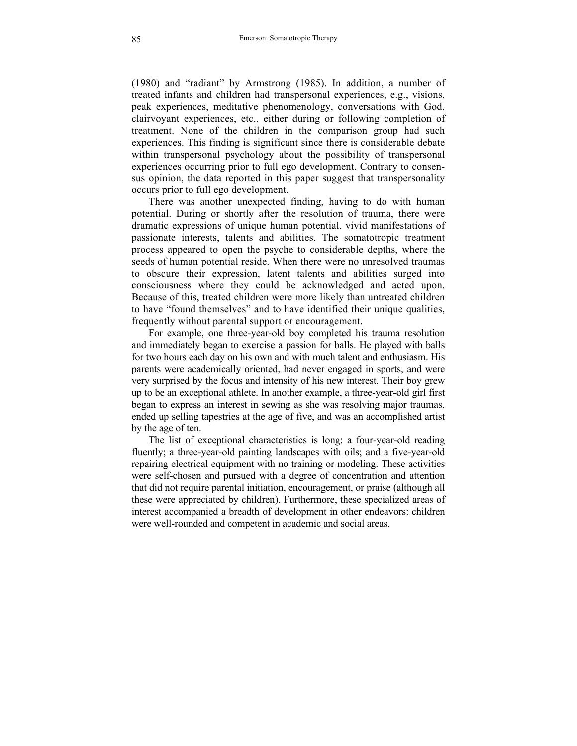(1980) and "radiant" by Armstrong (1985). In addition, a number of treated infants and children had transpersonal experiences, e.g., visions, peak experiences, meditative phenomenology, conversations with God, clairvoyant experiences, etc., either during or following completion of treatment. None of the children in the comparison group had such experiences. This finding is significant since there is considerable debate within transpersonal psychology about the possibility of transpersonal experiences occurring prior to full ego development. Contrary to consensus opinion, the data reported in this paper suggest that transpersonality occurs prior to full ego development.

There was another unexpected finding, having to do with human potential. During or shortly after the resolution of trauma, there were dramatic expressions of unique human potential, vivid manifestations of passionate interests, talents and abilities. The somatotropic treatment process appeared to open the psyche to considerable depths, where the seeds of human potential reside. When there were no unresolved traumas to obscure their expression, latent talents and abilities surged into consciousness where they could be acknowledged and acted upon. Because of this, treated children were more likely than untreated children to have "found themselves" and to have identified their unique qualities, frequently without parental support or encouragement.

For example, one three-year-old boy completed his trauma resolution and immediately began to exercise a passion for balls. He played with balls for two hours each day on his own and with much talent and enthusiasm. His parents were academically oriented, had never engaged in sports, and were very surprised by the focus and intensity of his new interest. Their boy grew up to be an exceptional athlete. In another example, a three-year-old girl first began to express an interest in sewing as she was resolving major traumas, ended up selling tapestries at the age of five, and was an accomplished artist by the age of ten.

The list of exceptional characteristics is long: a four-year-old reading fluently; a three-year-old painting landscapes with oils; and a five-year-old repairing electrical equipment with no training or modeling. These activities were self-chosen and pursued with a degree of concentration and attention that did not require parental initiation, encouragement, or praise (although all these were appreciated by children). Furthermore, these specialized areas of interest accompanied a breadth of development in other endeavors: children were well-rounded and competent in academic and social areas.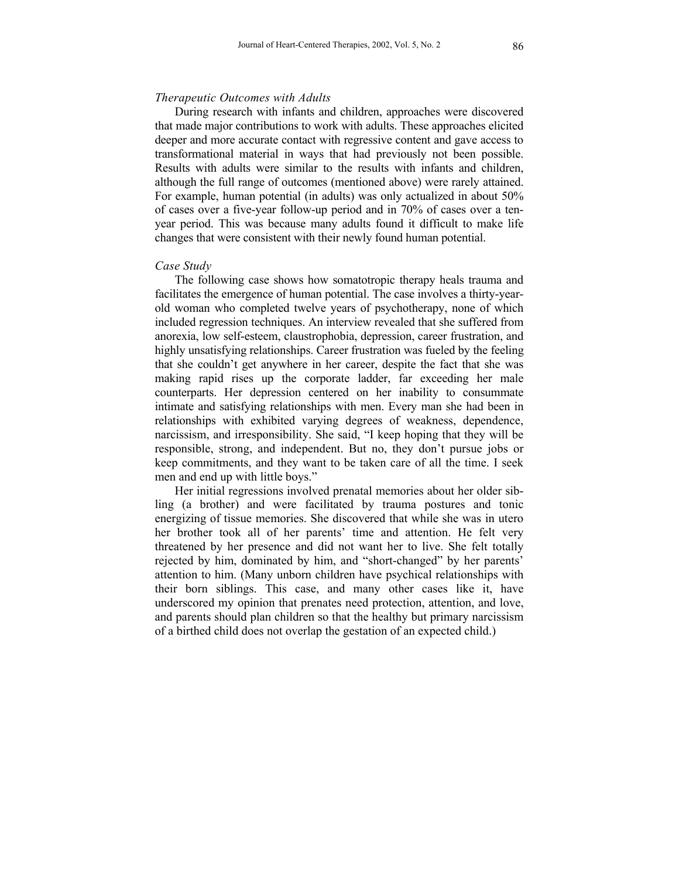*Therapeutic Outcomes with Adults*

During research with infants and children, approaches were discovered that made major contributions to work with adults. These approaches elicited deeper and more accurate contact with regressive content and gave access to transformational material in ways that had previously not been possible. Results with adults were similar to the results with infants and children, although the full range of outcomes (mentioned above) were rarely attained. For example, human potential (in adults) was only actualized in about 50% of cases over a five-year follow-up period and in 70% of cases over a ten-year period. This was because many adults found it difficult to make life changes that were consistent with their newly found human potential.

*Case Study*

The following case shows how somatotropic therapy heals trauma and facilitates the emergence of human potential. The case involves a thirty-year-old woman who completed twelve years of psychotherapy, none of which included regression techniques. An interview revealed that she suffered from anorexia, low self-esteem, claustrophobia, depression, career frustration, and highly unsatisfying relationships. Career frustration was fueled by the feeling that she couldn't get anywhere in her career, despite the fact that she was making rapid rises up the corporate ladder, far exceeding her male counterparts. Her depression centered on her inability to consummate intimate and satisfying relationships with men. Every man she had been in relationships with exhibited varying degrees of weakness, dependence, narcissism, and irresponsibility. She said, "I keep hoping that they will be responsible, strong, and independent. But no, they don't pursue jobs or keep commitments, and they want to be taken care of all the time. I seek men and end up with little boys."

Her initial regressions involved prenatal memories about her older sibling (a brother) and were facilitated by trauma postures and tonic energizing of tissue memories. She discovered that while she was in utero her brother took all of her parents' time and attention. He felt very threatened by her presence and did not want her to live. She felt totally rejected by him, dominated by him, and "short-changed" by her parents' attention to him. (Many unborn children have psychical relationships with their born siblings. This case, and many other cases like it, have underscored my opinion that prenates need protection, attention, and love, and parents should plan children so that the healthy but primary narcissism of a birthed child does not overlap the gestation of an expected child.)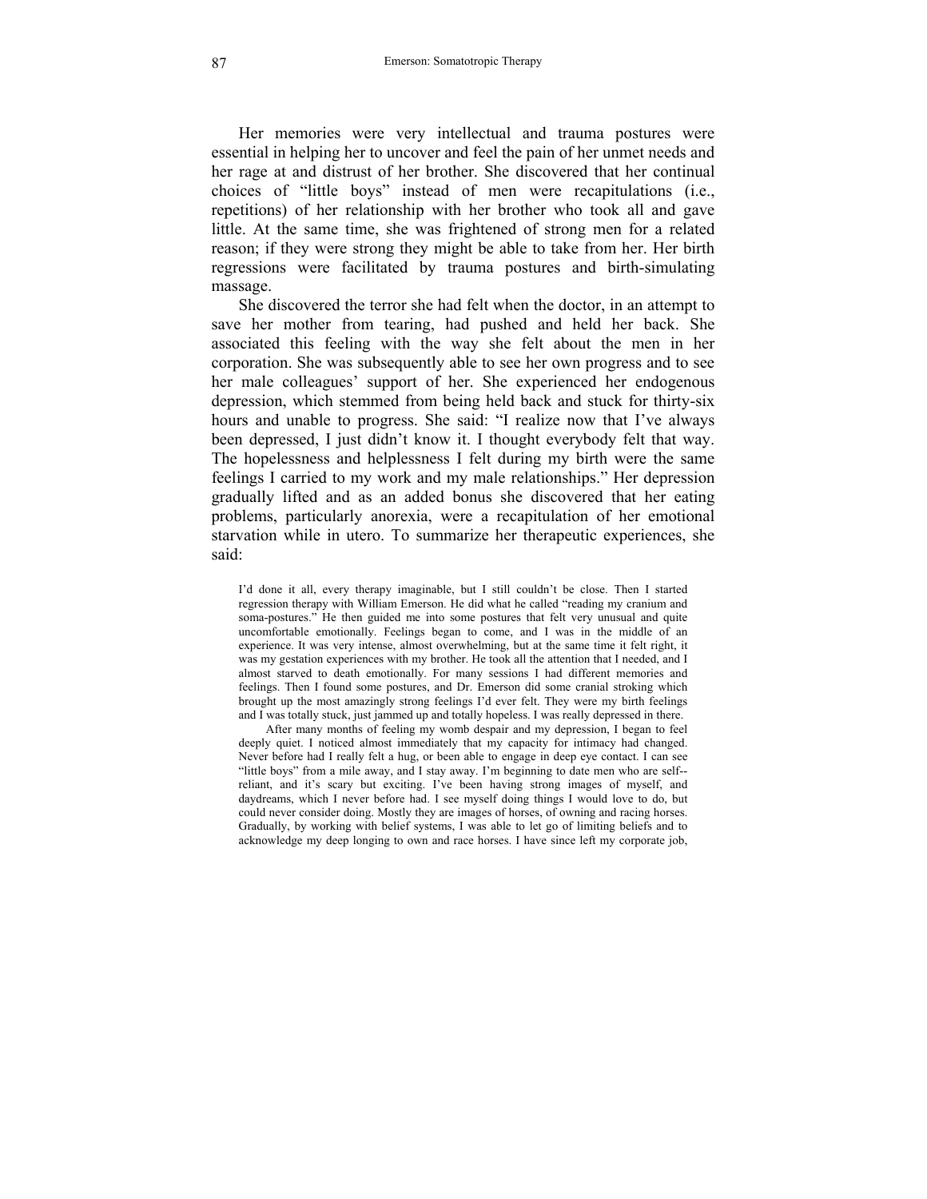Her memories were very intellectual and trauma postures were essential in helping her to uncover and feel the pain of her unmet needs and her rage at and distrust of her brother. She discovered that her continual choices of "little boys" instead of men were recapitulations (i.e., repetitions) of her relationship with her brother who took all and gave little. At the same time, she was frightened of strong men for a related reason; if they were strong they might be able to take from her. Her birth regressions were facilitated by trauma postures and birth-simulating massage.

She discovered the terror she had felt when the doctor, in an attempt to save her mother from tearing, had pushed and held her back. She associated this feeling with the way she felt about the men in her corporation. She was subsequently able to see her own progress and to see her male colleagues' support of her. She experienced her endogenous depression, which stemmed from being held back and stuck for thirty-six hours and unable to progress. She said: "I realize now that I've always been depressed, I just didn't know it. I thought everybody felt that way. The hopelessness and helplessness I felt during my birth were the same feelings I carried to my work and my male relationships." Her depression gradually lifted and as an added bonus she discovered that her eating problems, particularly anorexia, were a recapitulation of her emotional starvation while in utero. To summarize her therapeutic experiences, she said:

> I'd done it all, every therapy imaginable, but I still couldn't be close. Then I started regression therapy with William Emerson. He did what he called "reading my cranium and soma-postures." He then guided me into some postures that felt very unusual and quite uncomfortable emotionally. Feelings began to come, and I was in the middle of an experience. It was very intense, almost overwhelming, but at the same time it felt right, it was my gestation experiences with my brother. He took all the attention that I needed, and I almost starved to death emotionally. For many sessions I had different memories and feelings. Then I found some postures, and Dr. Emerson did some cranial stroking which brought up the most amazingly strong feelings I'd ever felt. They were my birth feelings and I was totally stuck, just jammed up and totally hopeless. I was really depressed in there.
>
> After many months of feeling my womb despair and my depression, I began to feel deeply quiet. I noticed almost immediately that my capacity for intimacy had changed. Never before had I really felt a hug, or been able to engage in deep eye contact. I can see "little boys" from a mile away, and I stay away. I'm beginning to date men who are self--reliant, and it's scary but exciting. I've been having strong images of myself, and daydreams, which I never before had. I see myself doing things I would love to do, but could never consider doing. Mostly they are images of horses, of owning and racing horses. Gradually, by working with belief systems, I was able to let go of limiting beliefs and to acknowledge my deep longing to own and race horses. I have since left my corporate job,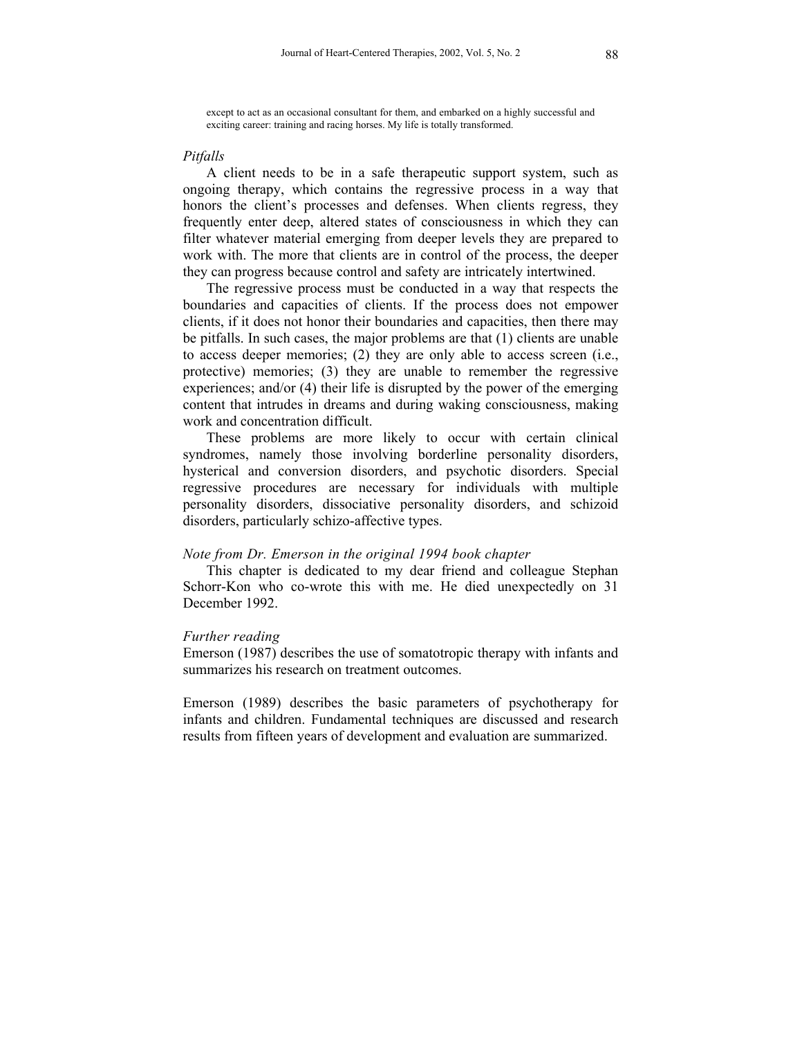> except to act as an occasional consultant for them, and embarked on a highly successful and exciting career: training and racing horses. My life is totally transformed.

### *Pitfalls*

A client needs to be in a safe therapeutic support system, such as ongoing therapy, which contains the regressive process in a way that honors the client's processes and defenses. When clients regress, they frequently enter deep, altered states of consciousness in which they can filter whatever material emerging from deeper levels they are prepared to work with. The more that clients are in control of the process, the deeper they can progress because control and safety are intricately intertwined.

The regressive process must be conducted in a way that respects the boundaries and capacities of clients. If the process does not empower clients, if it does not honor their boundaries and capacities, then there may be pitfalls. In such cases, the major problems are that (1) clients are unable to access deeper memories; (2) they are only able to access screen (i.e., protective) memories; (3) they are unable to remember the regressive experiences; and/or (4) their life is disrupted by the power of the emerging content that intrudes in dreams and during waking consciousness, making work and concentration difficult.

These problems are more likely to occur with certain clinical syndromes, namely those involving borderline personality disorders, hysterical and conversion disorders, and psychotic disorders. Special regressive procedures are necessary for individuals with multiple personality disorders, dissociative personality disorders, and schizoid disorders, particularly schizo-affective types.

### *Note from Dr. Emerson in the original 1994 book chapter*

This chapter is dedicated to my dear friend and colleague Stephan Schorr-Kon who co-wrote this with me. He died unexpectedly on 31 December 1992.

### *Further reading*

Emerson (1987) describes the use of somatotropic therapy with infants and summarizes his research on treatment outcomes.

Emerson (1989) describes the basic parameters of psychotherapy for infants and children. Fundamental techniques are discussed and research results from fifteen years of development and evaluation are summarized.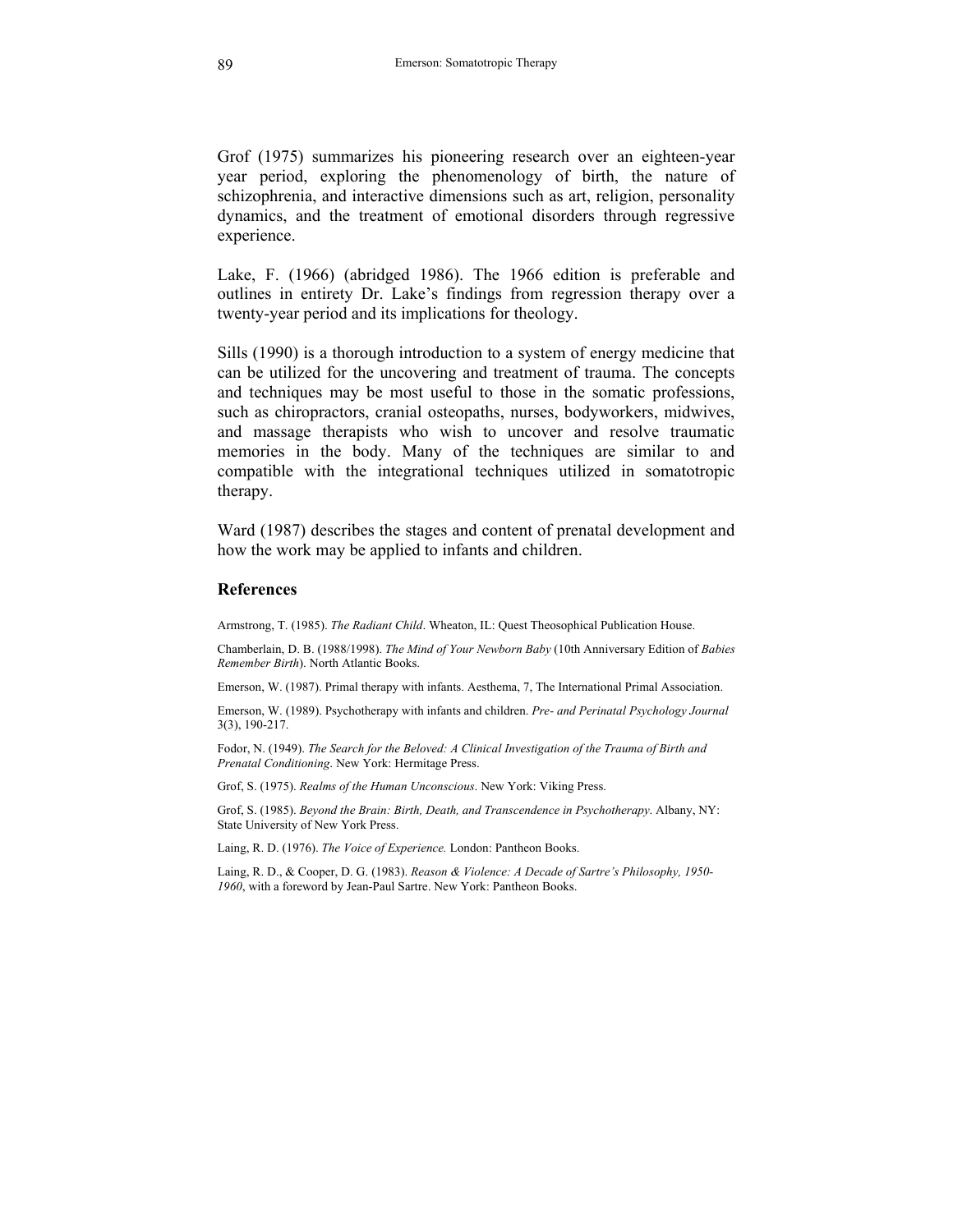Grof (1975) summarizes his pioneering research over an eighteen-year year period, exploring the phenomenology of birth, the nature of schizophrenia, and interactive dimensions such as art, religion, personality dynamics, and the treatment of emotional disorders through regressive experience.

Lake, F. (1966) (abridged 1986). The 1966 edition is preferable and outlines in entirety Dr. Lake's findings from regression therapy over a twenty-year period and its implications for theology.

Sills (1990) is a thorough introduction to a system of energy medicine that can be utilized for the uncovering and treatment of trauma. The concepts and techniques may be most useful to those in the somatic professions, such as chiropractors, cranial osteopaths, nurses, bodyworkers, midwives, and massage therapists who wish to uncover and resolve traumatic memories in the body. Many of the techniques are similar to and compatible with the integrational techniques utilized in somatotropic therapy.

Ward (1987) describes the stages and content of prenatal development and how the work may be applied to infants and children.

## References

Armstrong, T. (1985). *The Radiant Child*. Wheaton, IL: Quest Theosophical Publication House.

Chamberlain, D. B. (1988/1998). *The Mind of Your Newborn Baby* (10th Anniversary Edition of *Babies Remember Birth*). North Atlantic Books.

Emerson, W. (1987). Primal therapy with infants. Aesthema, 7, The International Primal Association.

Emerson, W. (1989). Psychotherapy with infants and children. *Pre- and Perinatal Psychology Journal* 3(3), 190-217.

Fodor, N. (1949). *The Search for the Beloved: A Clinical Investigation of the Trauma of Birth and Prenatal Conditioning*. New York: Hermitage Press.

Grof, S. (1975). *Realms of the Human Unconscious*. New York: Viking Press.

Grof, S. (1985). *Beyond the Brain: Birth, Death, and Transcendence in Psychotherapy*. Albany, NY: State University of New York Press.

Laing, R. D. (1976). *The Voice of Experience.* London: Pantheon Books.

Laing, R. D., & Cooper, D. G. (1983). *Reason & Violence: A Decade of Sartre's Philosophy, 1950-1960*, with a foreword by Jean-Paul Sartre. New York: Pantheon Books.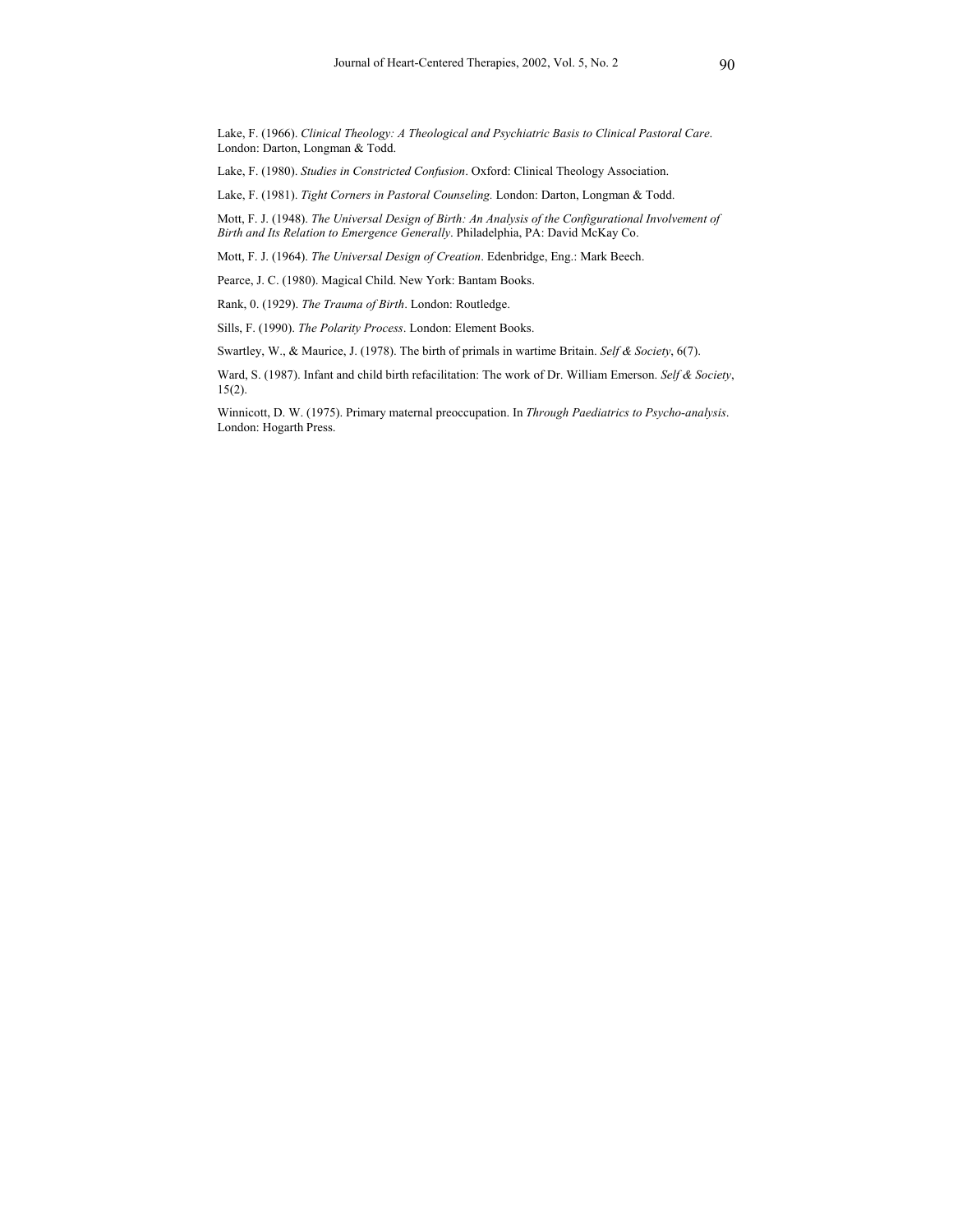Lake, F. (1966). *Clinical Theology: A Theological and Psychiatric Basis to Clinical Pastoral Care*. London: Darton, Longman & Todd.

Lake, F. (1980). *Studies in Constricted Confusion*. Oxford: Clinical Theology Association.

Lake, F. (1981). *Tight Corners in Pastoral Counseling.* London: Darton, Longman & Todd.

Mott, F. J. (1948). *The Universal Design of Birth: An Analysis of the Configurational Involvement of Birth and Its Relation to Emergence Generally*. Philadelphia, PA: David McKay Co.

Mott, F. J. (1964). *The Universal Design of Creation*. Edenbridge, Eng.: Mark Beech.

Pearce, J. C. (1980). Magical Child. New York: Bantam Books.

Rank, 0. (1929). *The Trauma of Birth*. London: Routledge.

Sills, F. (1990). *The Polarity Process*. London: Element Books.

Swartley, W., & Maurice, J. (1978). The birth of primals in wartime Britain. *Self & Society*, 6(7).

Ward, S. (1987). Infant and child birth refacilitation: The work of Dr. William Emerson. *Self & Society*, 15(2).

Winnicott, D. W. (1975). Primary maternal preoccupation. In *Through Paediatrics to Psycho-analysis*. London: Hogarth Press.